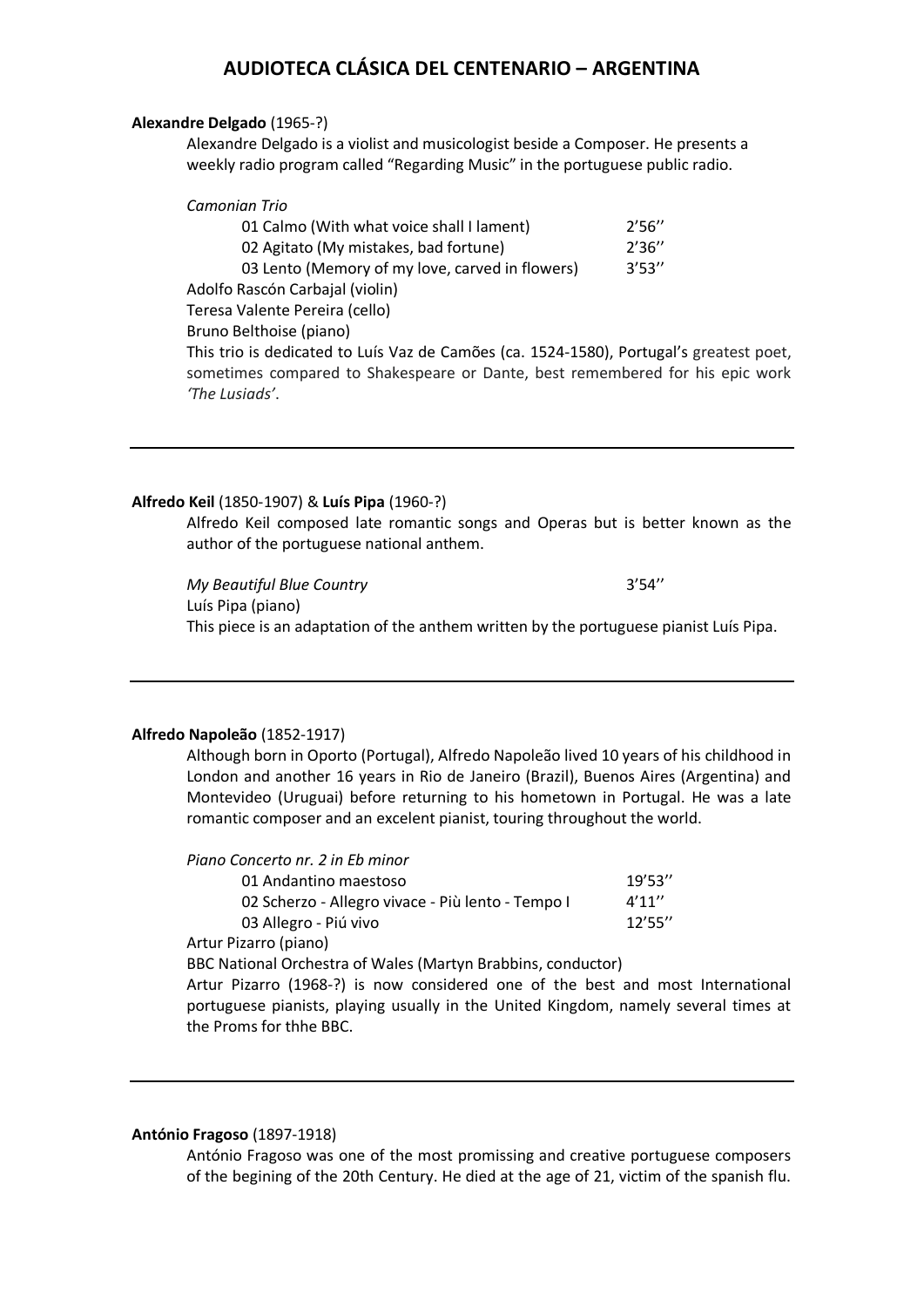# AUDIOTECA CLÁSICA DEL CENTENARIO – ARGENTINA

**Alexandre Delgado** (1965-?)

Alexandre Delgado is a violist and musicologist beside a Composer. He presents a weekly radio program called "Regarding Music" in the portuguese public radio.

*Camonian Trio*

| | |
|---|---|
| 01 Calmo (With what voice shall I lament) | 2'56'' |
| 02 Agitato (My mistakes, bad fortune) | 2'36'' |
| 03 Lento (Memory of my love, carved in flowers) | 3'53'' |

Adolfo Rascón Carbajal (violin)
Teresa Valente Pereira (cello)
Bruno Belthoise (piano)

This trio is dedicated to Luís Vaz de Camões (ca. 1524-1580), Portugal's greatest poet, sometimes compared to Shakespeare or Dante, best remembered for his epic work *'The Lusiads'*.

---

**Alfredo Keil** (1850-1907) & **Luís Pipa** (1960-?)

Alfredo Keil composed late romantic songs and Operas but is better known as the author of the portuguese national anthem.

*My Beautiful Blue Country* 3'54''

Luís Pipa (piano)

This piece is an adaptation of the anthem written by the portuguese pianist Luís Pipa.

---

**Alfredo Napoleão** (1852-1917)

Although born in Oporto (Portugal), Alfredo Napoleão lived 10 years of his childhood in London and another 16 years in Rio de Janeiro (Brazil), Buenos Aires (Argentina) and Montevideo (Uruguai) before returning to his hometown in Portugal. He was a late romantic composer and an excelent pianist, touring throughout the world.

*Piano Concerto nr. 2 in Eb minor*

| | |
|---|---|
| 01 Andantino maestoso | 19'53'' |
| 02 Scherzo - Allegro vivace - Più lento - Tempo I | 4'11'' |
| 03 Allegro - Piú vivo | 12'55'' |

Artur Pizarro (piano)
BBC National Orchestra of Wales (Martyn Brabbins, conductor)

Artur Pizarro (1968-?) is now considered one of the best and most International portuguese pianists, playing usually in the United Kingdom, namely several times at the Proms for thhe BBC.

---

**António Fragoso** (1897-1918)

António Fragoso was one of the most promissing and creative portuguese composers of the begining of the 20th Century. He died at the age of 21, victim of the spanish flu.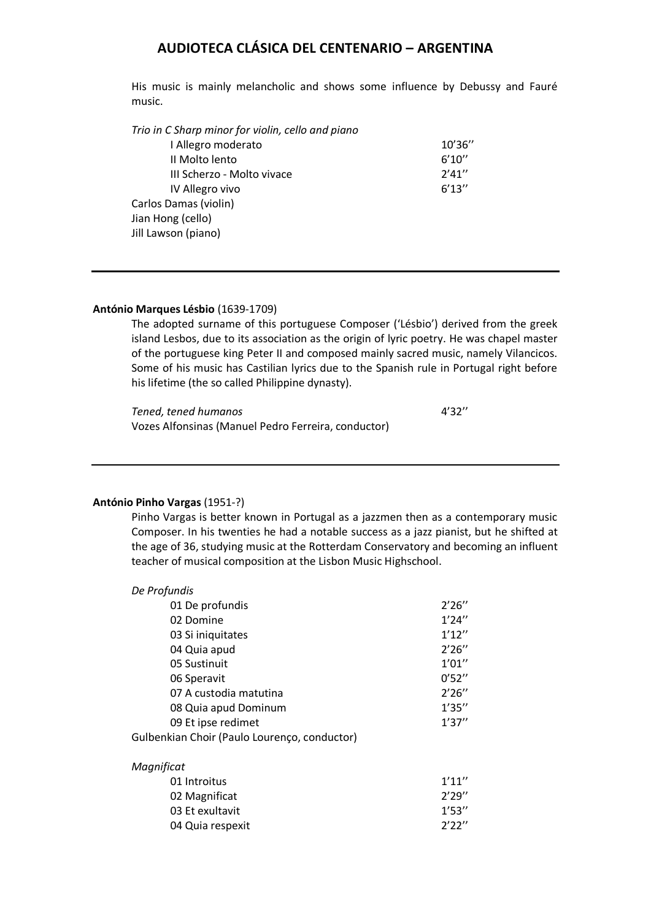His music is mainly melancholic and shows some influence by Debussy and Fauré music.

*Trio in C Sharp minor for violin, cello and piano*

| | |
|---|---|
| I Allegro moderato | 10'36'' |
| II Molto lento | 6'10'' |
| III Scherzo - Molto vivace | 2'41'' |
| IV Allegro vivo | 6'13'' |

Carlos Damas (violin)
Jian Hong (cello)
Jill Lawson (piano)

---

**António Marques Lésbio** (1639-1709)

The adopted surname of this portuguese Composer ('Lésbio') derived from the greek island Lesbos, due to its association as the origin of lyric poetry. He was chapel master of the portuguese king Peter II and composed mainly sacred music, namely Vilancicos. Some of his music has Castilian lyrics due to the Spanish rule in Portugal right before his lifetime (the so called Philippine dynasty).

| | |
|---|---|
| *Tened, tened humanos* | 4'32'' |

Vozes Alfonsinas (Manuel Pedro Ferreira, conductor)

---

**António Pinho Vargas** (1951-?)

Pinho Vargas is better known in Portugal as a jazzmen then as a contemporary music Composer. In his twenties he had a notable success as a jazz pianist, but he shifted at the age of 36, studying music at the Rotterdam Conservatory and becoming an influent teacher of musical composition at the Lisbon Music Highschool.

*De Profundis*

| | |
|---|---|
| 01 De profundis | 2'26'' |
| 02 Domine | 1'24'' |
| 03 Si iniquitates | 1'12'' |
| 04 Quia apud | 2'26'' |
| 05 Sustinuit | 1'01'' |
| 06 Speravit | 0'52'' |
| 07 A custodia matutina | 2'26'' |
| 08 Quia apud Dominum | 1'35'' |
| 09 Et ipse redimet | 1'37'' |

Gulbenkian Choir (Paulo Lourenço, conductor)

*Magnificat*

| | |
|---|---|
| 01 Introitus | 1'11'' |
| 02 Magnificat | 2'29'' |
| 03 Et exultavit | 1'53'' |
| 04 Quia respexit | 2'22'' |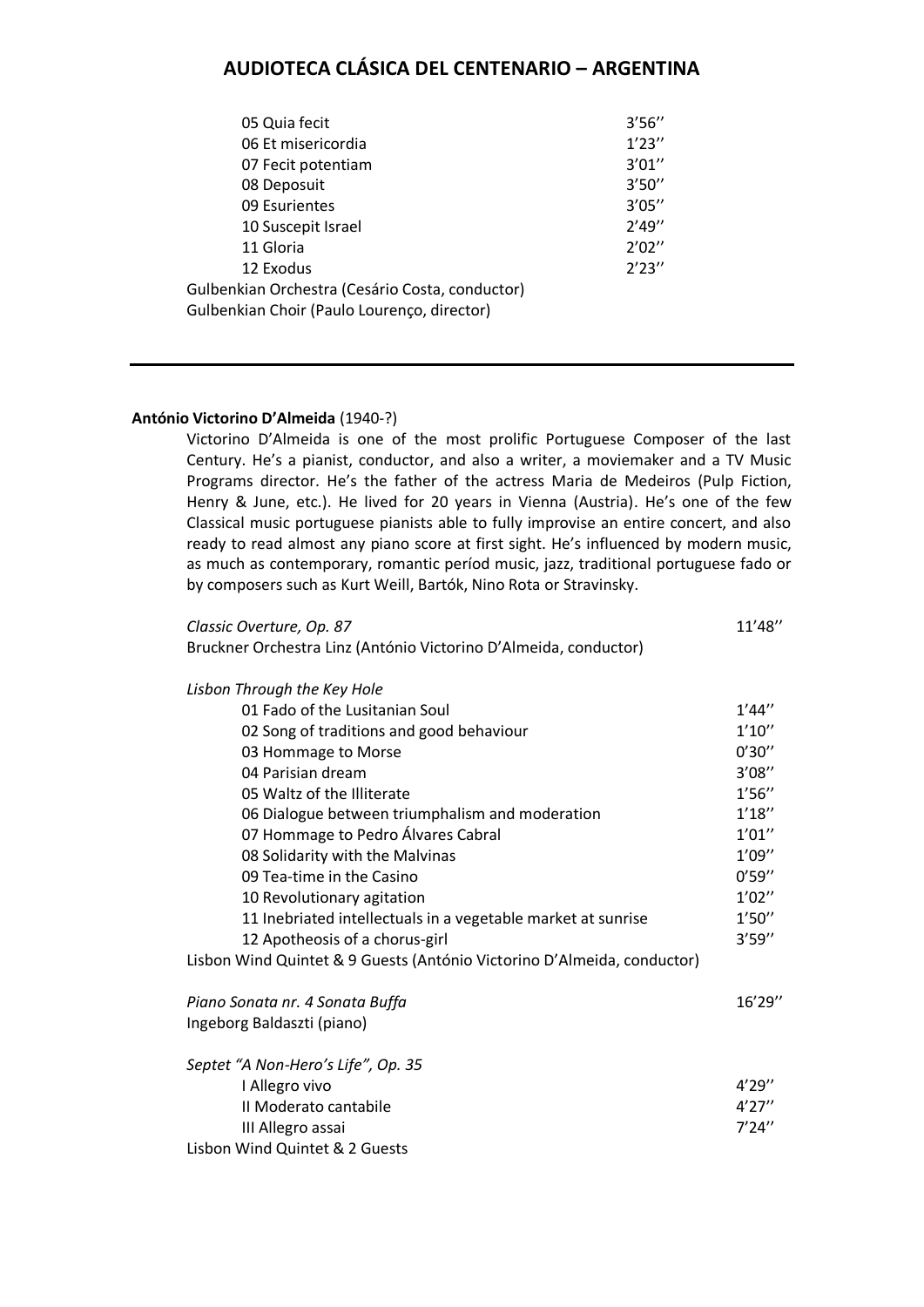| | |
|---|---|
| 05 Quia fecit | 3'56'' |
| 06 Et misericordia | 1'23'' |
| 07 Fecit potentiam | 3'01'' |
| 08 Deposuit | 3'50'' |
| 09 Esurientes | 3'05'' |
| 10 Suscepit Israel | 2'49'' |
| 11 Gloria | 2'02'' |
| 12 Exodus | 2'23'' |

Gulbenkian Orchestra (Cesário Costa, conductor)
Gulbenkian Choir (Paulo Lourenço, director)

---

**António Victorino D'Almeida** (1940-?)

Victorino D'Almeida is one of the most prolific Portuguese Composer of the last Century. He's a pianist, conductor, and also a writer, a moviemaker and a TV Music Programs director. He's the father of the actress Maria de Medeiros (Pulp Fiction, Henry & June, etc.). He lived for 20 years in Vienna (Austria). He's one of the few Classical music portuguese pianists able to fully improvise an entire concert, and also ready to read almost any piano score at first sight. He's influenced by modern music, as much as contemporary, romantic períod music, jazz, traditional portuguese fado or by composers such as Kurt Weill, Bartók, Nino Rota or Stravinsky.

*Classic Overture, Op. 87* — 11'48''
Bruckner Orchestra Linz (António Victorino D'Almeida, conductor)

*Lisbon Through the Key Hole*

| | |
|---|---|
| 01 Fado of the Lusitanian Soul | 1'44'' |
| 02 Song of traditions and good behaviour | 1'10'' |
| 03 Hommage to Morse | 0'30'' |
| 04 Parisian dream | 3'08'' |
| 05 Waltz of the Illiterate | 1'56'' |
| 06 Dialogue between triumphalism and moderation | 1'18'' |
| 07 Hommage to Pedro Álvares Cabral | 1'01'' |
| 08 Solidarity with the Malvinas | 1'09'' |
| 09 Tea-time in the Casino | 0'59'' |
| 10 Revolutionary agitation | 1'02'' |
| 11 Inebriated intellectuals in a vegetable market at sunrise | 1'50'' |
| 12 Apotheosis of a chorus-girl | 3'59'' |

Lisbon Wind Quintet & 9 Guests (António Victorino D'Almeida, conductor)

*Piano Sonata nr. 4 Sonata Buffa* — 16'29''
Ingeborg Baldaszti (piano)

*Septet "A Non-Hero's Life", Op. 35*

| | |
|---|---|
| I Allegro vivo | 4'29'' |
| II Moderato cantabile | 4'27'' |
| III Allegro assai | 7'24'' |

Lisbon Wind Quintet & 2 Guests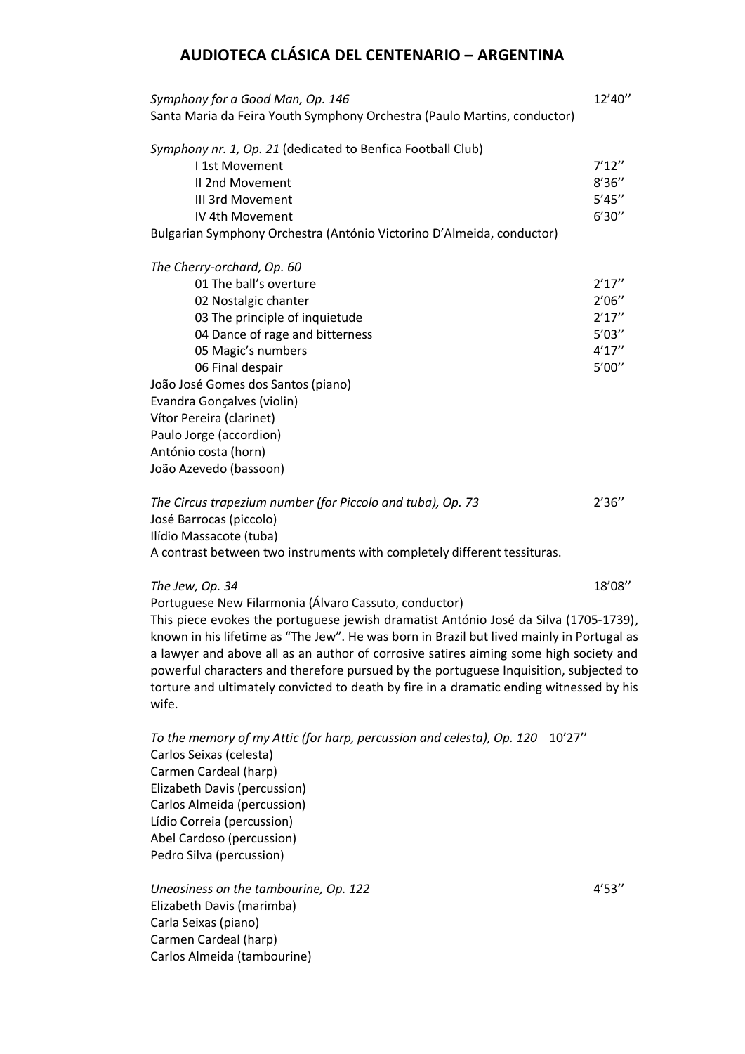## AUDIOTECA CLÁSICA DEL CENTENARIO – ARGENTINA

*Symphony for a Good Man, Op. 146* 12'40''
Santa Maria da Feira Youth Symphony Orchestra (Paulo Martins, conductor)

*Symphony nr. 1, Op. 21* (dedicated to Benfica Football Club)

| | |
|---|---|
| I 1st Movement | 7'12'' |
| II 2nd Movement | 8'36'' |
| III 3rd Movement | 5'45'' |
| IV 4th Movement | 6'30'' |

Bulgarian Symphony Orchestra (António Victorino D'Almeida, conductor)

*The Cherry-orchard, Op. 60*

| | |
|---|---|
| 01 The ball's overture | 2'17'' |
| 02 Nostalgic chanter | 2'06'' |
| 03 The principle of inquietude | 2'17'' |
| 04 Dance of rage and bitterness | 5'03'' |
| 05 Magic's numbers | 4'17'' |
| 06 Final despair | 5'00'' |

João José Gomes dos Santos (piano)
Evandra Gonçalves (violin)
Vítor Pereira (clarinet)
Paulo Jorge (accordion)
António costa (horn)
João Azevedo (bassoon)

*The Circus trapezium number (for Piccolo and tuba), Op. 73* 2'36''
José Barrocas (piccolo)
Ilídio Massacote (tuba)
A contrast between two instruments with completely different tessituras.

*The Jew, Op. 34* 18'08''
Portuguese New Filarmonia (Álvaro Cassuto, conductor)
This piece evokes the portuguese jewish dramatist António José da Silva (1705-1739), known in his lifetime as "The Jew". He was born in Brazil but lived mainly in Portugal as a lawyer and above all as an author of corrosive satires aiming some high society and powerful characters and therefore pursued by the portuguese Inquisition, subjected to torture and ultimately convicted to death by fire in a dramatic ending witnessed by his wife.

*To the memory of my Attic (for harp, percussion and celesta), Op. 120* 10'27''
Carlos Seixas (celesta)
Carmen Cardeal (harp)
Elizabeth Davis (percussion)
Carlos Almeida (percussion)
Lídio Correia (percussion)
Abel Cardoso (percussion)
Pedro Silva (percussion)

*Uneasiness on the tambourine, Op. 122* 4'53''
Elizabeth Davis (marimba)
Carla Seixas (piano)
Carmen Cardeal (harp)
Carlos Almeida (tambourine)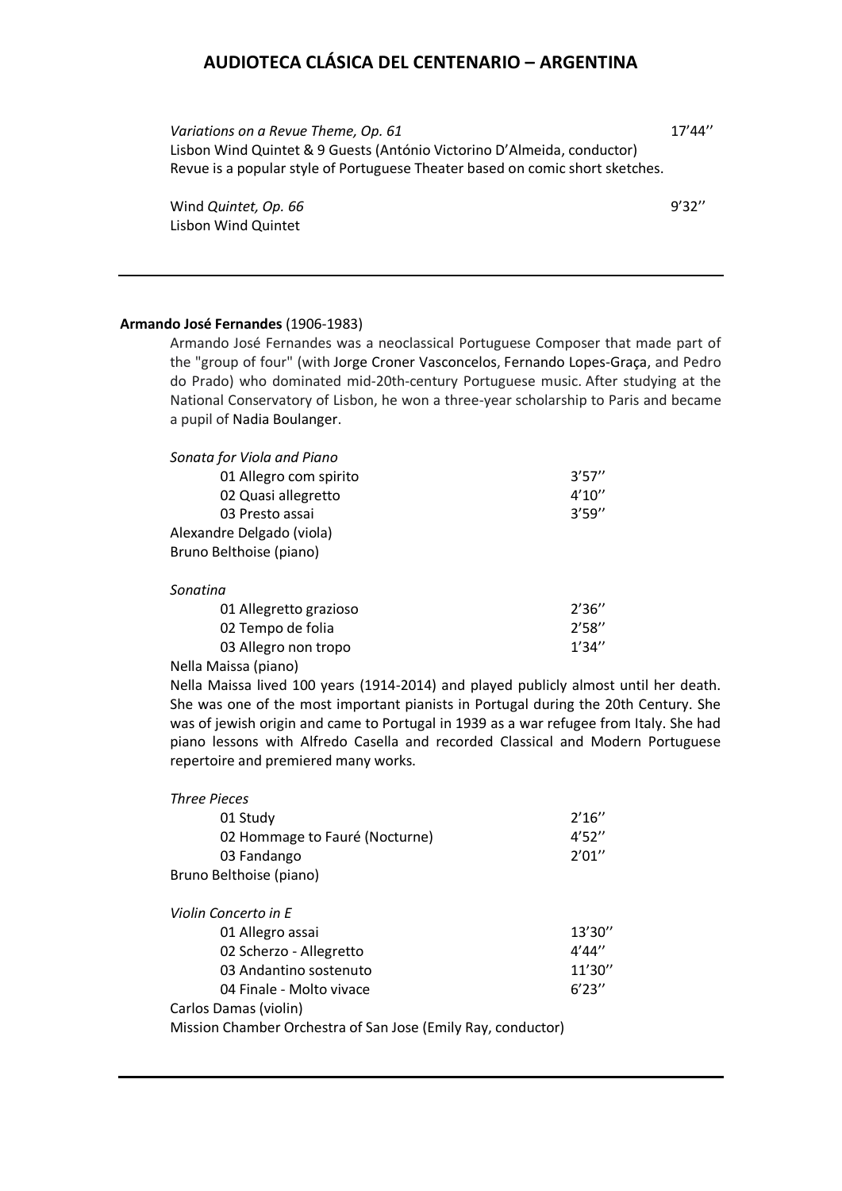*Variations on a Revue Theme, Op. 61* 17'44''
Lisbon Wind Quintet & 9 Guests (António Victorino D'Almeida, conductor)
Revue is a popular style of Portuguese Theater based on comic short sketches.

Wind *Quintet, Op. 66* 9'32''
Lisbon Wind Quintet

---

**Armando José Fernandes** (1906-1983)

Armando José Fernandes was a neoclassical Portuguese Composer that made part of the "group of four" (with Jorge Croner Vasconcelos, Fernando Lopes-Graça, and Pedro do Prado) who dominated mid-20th-century Portuguese music. After studying at the National Conservatory of Lisbon, he won a three-year scholarship to Paris and became a pupil of Nadia Boulanger.

*Sonata for Viola and Piano*

- 01 Allegro com spirito 3'57''
- 02 Quasi allegretto 4'10''
- 03 Presto assai 3'59''

Alexandre Delgado (viola)
Bruno Belthoise (piano)

*Sonatina*

- 01 Allegretto grazioso 2'36''
- 02 Tempo de folia 2'58''
- 03 Allegro non tropo 1'34''

Nella Maissa (piano)
Nella Maissa lived 100 years (1914-2014) and played publicly almost until her death. She was one of the most important pianists in Portugal during the 20th Century. She was of jewish origin and came to Portugal in 1939 as a war refugee from Italy. She had piano lessons with Alfredo Casella and recorded Classical and Modern Portuguese repertoire and premiered many works.

*Three Pieces*

- 01 Study 2'16''
- 02 Hommage to Fauré (Nocturne) 4'52''
- 03 Fandango 2'01''

Bruno Belthoise (piano)

*Violin Concerto in E*

- 01 Allegro assai 13'30''
- 02 Scherzo - Allegretto 4'44''
- 03 Andantino sostenuto 11'30''
- 04 Finale - Molto vivace 6'23''

Carlos Damas (violin)
Mission Chamber Orchestra of San Jose (Emily Ray, conductor)

---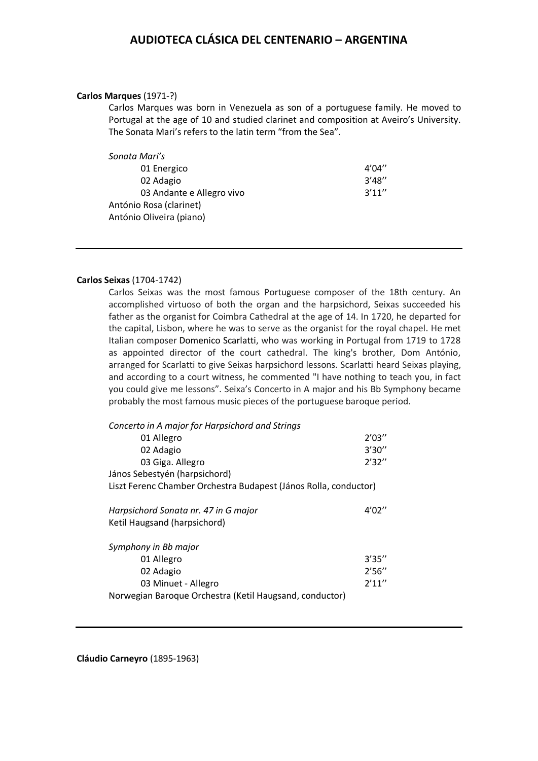**Carlos Marques** (1971-?)

Carlos Marques was born in Venezuela as son of a portuguese family. He moved to Portugal at the age of 10 and studied clarinet and composition at Aveiro's University. The Sonata Mari's refers to the latin term "from the Sea".

*Sonata Mari's*

| | |
|---|---|
| 01 Energico | 4'04'' |
| 02 Adagio | 3'48'' |
| 03 Andante e Allegro vivo | 3'11'' |

António Rosa (clarinet)
António Oliveira (piano)

---

**Carlos Seixas** (1704-1742)

Carlos Seixas was the most famous Portuguese composer of the 18th century. An accomplished virtuoso of both the organ and the harpsichord, Seixas succeeded his father as the organist for Coimbra Cathedral at the age of 14. In 1720, he departed for the capital, Lisbon, where he was to serve as the organist for the royal chapel. He met Italian composer Domenico Scarlatti, who was working in Portugal from 1719 to 1728 as appointed director of the court cathedral. The king's brother, Dom António, arranged for Scarlatti to give Seixas harpsichord lessons. Scarlatti heard Seixas playing, and according to a court witness, he commented "I have nothing to teach you, in fact you could give me lessons". Seixa's Concerto in A major and his Bb Symphony became probably the most famous music pieces of the portuguese baroque period.

*Concerto in A major for Harpsichord and Strings*

| | |
|---|---|
| 01 Allegro | 2'03'' |
| 02 Adagio | 3'30'' |
| 03 Giga. Allegro | 2'32'' |

János Sebestyén (harpsichord)
Liszt Ferenc Chamber Orchestra Budapest (János Rolla, conductor)

*Harpsichord Sonata nr. 47 in G major* 4'02''
Ketil Haugsand (harpsichord)

*Symphony in Bb major*

| | |
|---|---|
| 01 Allegro | 3'35'' |
| 02 Adagio | 2'56'' |
| 03 Minuet - Allegro | 2'11'' |

Norwegian Baroque Orchestra (Ketil Haugsand, conductor)

---

**Cláudio Carneyro** (1895-1963)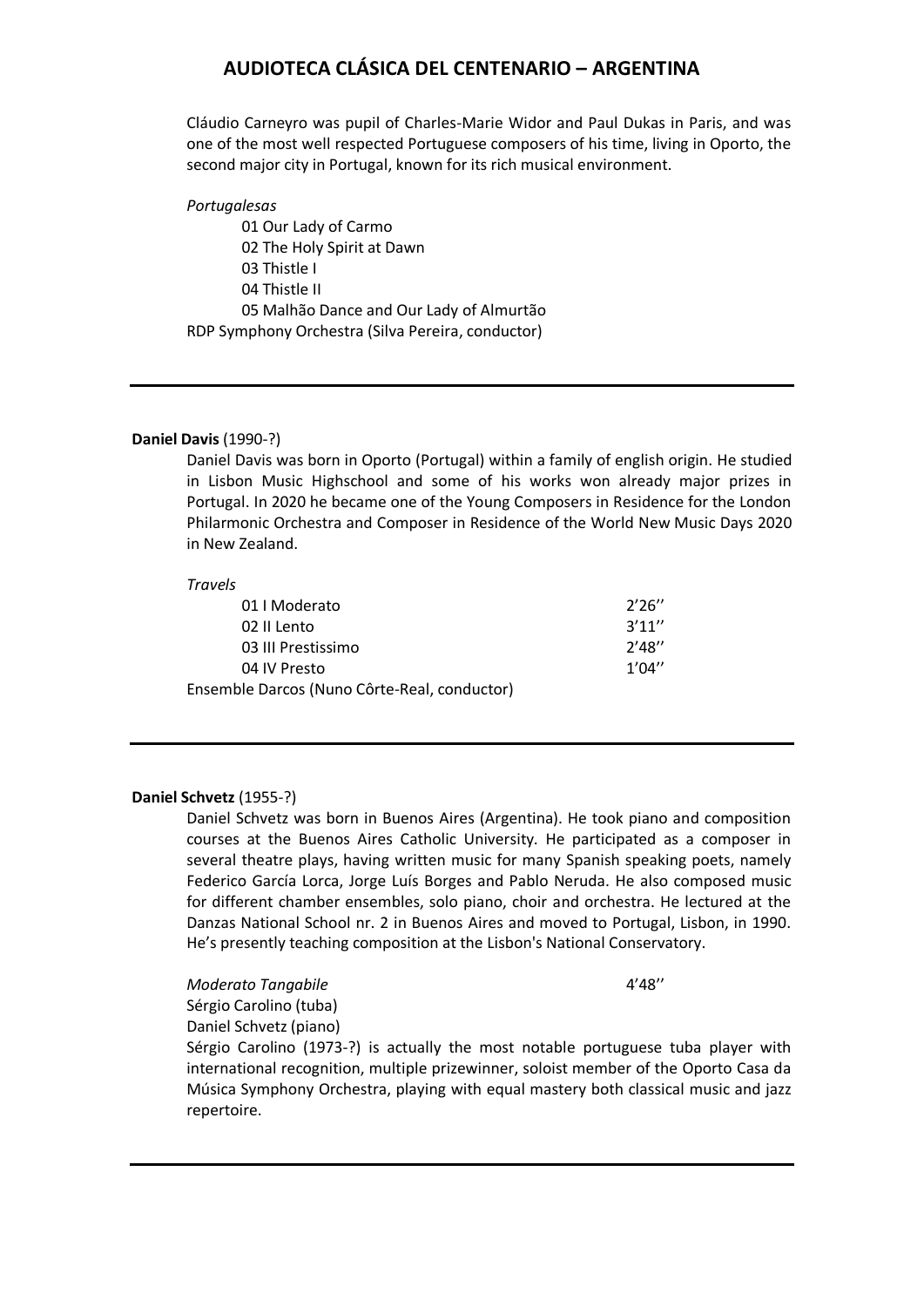Cláudio Carneyro was pupil of Charles-Marie Widor and Paul Dukas in Paris, and was one of the most well respected Portuguese composers of his time, living in Oporto, the second major city in Portugal, known for its rich musical environment.

*Portugalesas*

01 Our Lady of Carmo
02 The Holy Spirit at Dawn
03 Thistle I
04 Thistle II
05 Malhão Dance and Our Lady of Almurtão

RDP Symphony Orchestra (Silva Pereira, conductor)

---

**Daniel Davis** (1990-?)

Daniel Davis was born in Oporto (Portugal) within a family of english origin. He studied in Lisbon Music Highschool and some of his works won already major prizes in Portugal. In 2020 he became one of the Young Composers in Residence for the London Philharmonic Orchestra and Composer in Residence of the World New Music Days 2020 in New Zealand.

*Travels*

| | |
|---|---|
| 01 I Moderato | 2'26'' |
| 02 II Lento | 3'11'' |
| 03 III Prestissimo | 2'48'' |
| 04 IV Presto | 1'04'' |

Ensemble Darcos (Nuno Côrte-Real, conductor)

---

**Daniel Schvetz** (1955-?)

Daniel Schvetz was born in Buenos Aires (Argentina). He took piano and composition courses at the Buenos Aires Catholic University. He participated as a composer in several theatre plays, having written music for many Spanish speaking poets, namely Federico García Lorca, Jorge Luís Borges and Pablo Neruda. He also composed music for different chamber ensembles, solo piano, choir and orchestra. He lectured at the Danzas National School nr. 2 in Buenos Aires and moved to Portugal, Lisbon, in 1990. He's presently teaching composition at the Lisbon's National Conservatory.

*Moderato Tangabile* 4'48''

Sérgio Carolino (tuba)
Daniel Schvetz (piano)

Sérgio Carolino (1973-?) is actually the most notable portuguese tuba player with international recognition, multiple prizewinner, soloist member of the Oporto Casa da Música Symphony Orchestra, playing with equal mastery both classical music and jazz repertoire.

---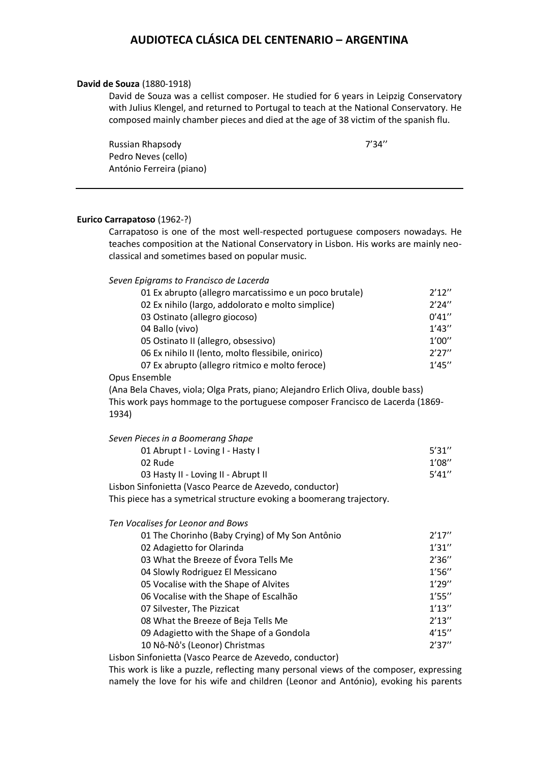**David de Souza** (1880-1918)

David de Souza was a cellist composer. He studied for 6 years in Leipzig Conservatory with Julius Klengel, and returned to Portugal to teach at the National Conservatory. He composed mainly chamber pieces and died at the age of 38 victim of the spanish flu.

Russian Rhapsody 7'34''
Pedro Neves (cello)
António Ferreira (piano)

---

**Eurico Carrapatoso** (1962-?)

Carrapatoso is one of the most well-respected portuguese composers nowadays. He teaches composition at the National Conservatory in Lisbon. His works are mainly neo-classical and sometimes based on popular music.

*Seven Epigrams to Francisco de Lacerda*

| | |
|---|---|
| 01 Ex abrupto (allegro marcatissimo e un poco brutale) | 2'12'' |
| 02 Ex nihilo (largo, addolorato e molto simplice) | 2'24'' |
| 03 Ostinato (allegro giocoso) | 0'41'' |
| 04 Ballo (vivo) | 1'43'' |
| 05 Ostinato II (allegro, obsessivo) | 1'00'' |
| 06 Ex nihilo II (lento, molto flessibile, onirico) | 2'27'' |
| 07 Ex abrupto (allegro ritmico e molto feroce) | 1'45'' |

Opus Ensemble
(Ana Bela Chaves, viola; Olga Prats, piano; Alejandro Erlich Oliva, double bass)
This work pays hommage to the portuguese composer Francisco de Lacerda (1869-1934)

*Seven Pieces in a Boomerang Shape*

| | |
|---|---|
| 01 Abrupt I - Loving I - Hasty I | 5'31'' |
| 02 Rude | 1'08'' |
| 03 Hasty II - Loving II - Abrupt II | 5'41'' |

Lisbon Sinfonietta (Vasco Pearce de Azevedo, conductor)
This piece has a symetrical structure evoking a boomerang trajectory.

*Ten Vocalises for Leonor and Bows*

| | |
|---|---|
| 01 The Chorinho (Baby Crying) of My Son Antônio | 2'17'' |
| 02 Adagietto for Olarinda | 1'31'' |
| 03 What the Breeze of Évora Tells Me | 2'36'' |
| 04 Slowly Rodriguez El Messicano | 1'56'' |
| 05 Vocalise with the Shape of Alvites | 1'29'' |
| 06 Vocalise with the Shape of Escalhão | 1'55'' |
| 07 Silvester, The Pizzicat | 1'13'' |
| 08 What the Breeze of Beja Tells Me | 2'13'' |
| 09 Adagietto with the Shape of a Gondola | 4'15'' |
| 10 Nô-Nô's (Leonor) Christmas | 2'37'' |

Lisbon Sinfonietta (Vasco Pearce de Azevedo, conductor)
This work is like a puzzle, reflecting many personal views of the composer, expressing namely the love for his wife and children (Leonor and António), evoking his parents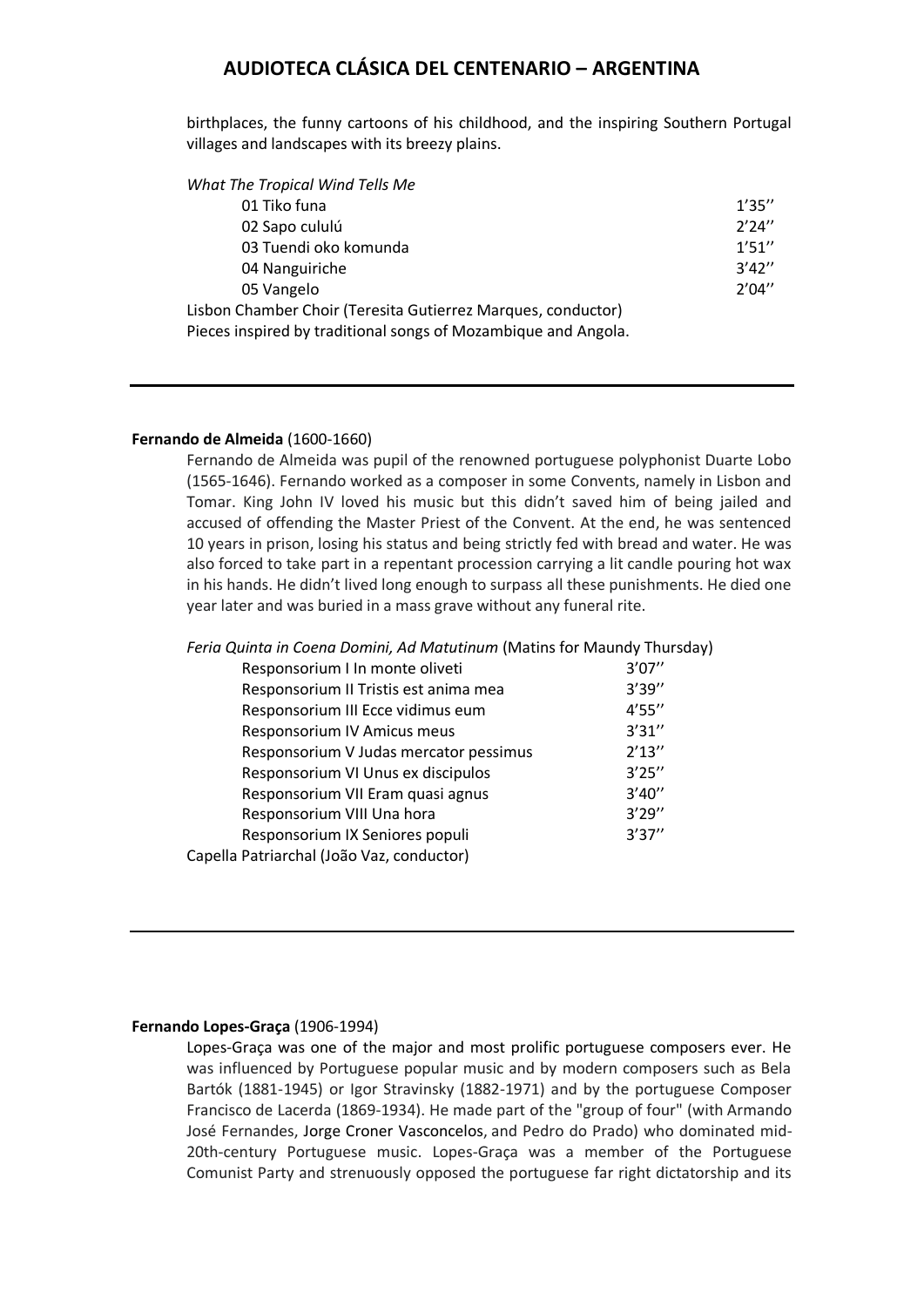birthplaces, the funny cartoons of his childhood, and the inspiring Southern Portugal villages and landscapes with its breezy plains.

*What The Tropical Wind Tells Me*

| | |
|---|---|
| 01 Tiko funa | 1'35'' |
| 02 Sapo cululú | 2'24'' |
| 03 Tuendi oko komunda | 1'51'' |
| 04 Nanguiriche | 3'42'' |
| 05 Vangelo | 2'04'' |

Lisbon Chamber Choir (Teresita Gutierrez Marques, conductor)
Pieces inspired by traditional songs of Mozambique and Angola.

---

**Fernando de Almeida** (1600-1660)

Fernando de Almeida was pupil of the renowned portuguese polyphonist Duarte Lobo (1565-1646). Fernando worked as a composer in some Convents, namely in Lisbon and Tomar. King John IV loved his music but this didn't saved him of being jailed and accused of offending the Master Priest of the Convent. At the end, he was sentenced 10 years in prison, losing his status and being strictly fed with bread and water. He was also forced to take part in a repentant procession carrying a lit candle pouring hot wax in his hands. He didn't lived long enough to surpass all these punishments. He died one year later and was buried in a mass grave without any funeral rite.

*Feria Quinta in Coena Domini, Ad Matutinum* (Matins for Maundy Thursday)

| | |
|---|---|
| Responsorium I In monte oliveti | 3'07'' |
| Responsorium II Tristis est anima mea | 3'39'' |
| Responsorium III Ecce vidimus eum | 4'55'' |
| Responsorium IV Amicus meus | 3'31'' |
| Responsorium V Judas mercator pessimus | 2'13'' |
| Responsorium VI Unus ex discipulos | 3'25'' |
| Responsorium VII Eram quasi agnus | 3'40'' |
| Responsorium VIII Una hora | 3'29'' |
| Responsorium IX Seniores populi | 3'37'' |

Capella Patriarchal (João Vaz, conductor)

---

**Fernando Lopes-Graça** (1906-1994)

Lopes-Graça was one of the major and most prolific portuguese composers ever. He was influenced by Portuguese popular music and by modern composers such as Bela Bartók (1881-1945) or Igor Stravinsky (1882-1971) and by the portuguese Composer Francisco de Lacerda (1869-1934). He made part of the "group of four" (with Armando José Fernandes, Jorge Croner Vasconcelos, and Pedro do Prado) who dominated mid-20th-century Portuguese music. Lopes-Graça was a member of the Portuguese Comunist Party and strenuously opposed the portuguese far right dictatorship and its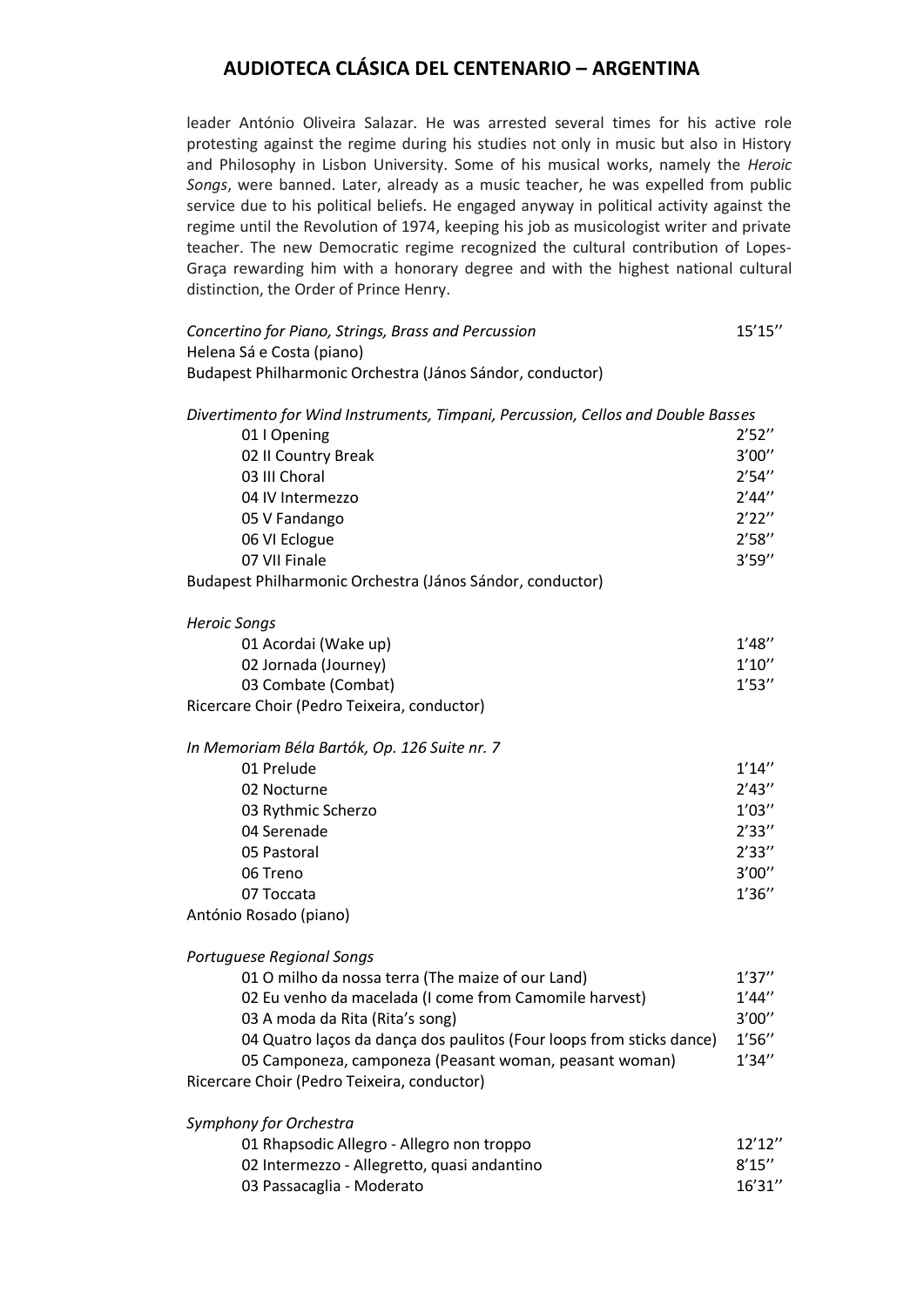leader António Oliveira Salazar. He was arrested several times for his active role protesting against the regime during his studies not only in music but also in History and Philosophy in Lisbon University. Some of his musical works, namely the *Heroic Songs*, were banned. Later, already as a music teacher, he was expelled from public service due to his political beliefs. He engaged anyway in political activity against the regime until the Revolution of 1974, keeping his job as musicologist writer and private teacher. The new Democratic regime recognized the cultural contribution of Lopes-Graça rewarding him with a honorary degree and with the highest national cultural distinction, the Order of Prince Henry.

*Concertino for Piano, Strings, Brass and Percussion* 15'15''
Helena Sá e Costa (piano)
Budapest Philharmonic Orchestra (János Sándor, conductor)

*Divertimento for Wind Instruments, Timpani, Percussion, Cellos and Double Basses*

| | |
|---|---|
| 01 I Opening | 2'52'' |
| 02 II Country Break | 3'00'' |
| 03 III Choral | 2'54'' |
| 04 IV Intermezzo | 2'44'' |
| 05 V Fandango | 2'22'' |
| 06 VI Eclogue | 2'58'' |
| 07 VII Finale | 3'59'' |

Budapest Philharmonic Orchestra (János Sándor, conductor)

*Heroic Songs*

| | |
|---|---|
| 01 Acordai (Wake up) | 1'48'' |
| 02 Jornada (Journey) | 1'10'' |
| 03 Combate (Combat) | 1'53'' |

Ricercare Choir (Pedro Teixeira, conductor)

*In Memoriam Béla Bartók, Op. 126 Suite nr. 7*

| | |
|---|---|
| 01 Prelude | 1'14'' |
| 02 Nocturne | 2'43'' |
| 03 Rythmic Scherzo | 1'03'' |
| 04 Serenade | 2'33'' |
| 05 Pastoral | 2'33'' |
| 06 Treno | 3'00'' |
| 07 Toccata | 1'36'' |

António Rosado (piano)

*Portuguese Regional Songs*

| | |
|---|---|
| 01 O milho da nossa terra (The maize of our Land) | 1'37'' |
| 02 Eu venho da macelada (I come from Camomile harvest) | 1'44'' |
| 03 A moda da Rita (Rita's song) | 3'00'' |
| 04 Quatro laços da dança dos paulitos (Four loops from sticks dance) | 1'56'' |
| 05 Camponeza, camponeza (Peasant woman, peasant woman) | 1'34'' |

Ricercare Choir (Pedro Teixeira, conductor)

*Symphony for Orchestra*

| | |
|---|---|
| 01 Rhapsodic Allegro - Allegro non troppo | 12'12'' |
| 02 Intermezzo - Allegretto, quasi andantino | 8'15'' |
| 03 Passacaglia - Moderato | 16'31'' |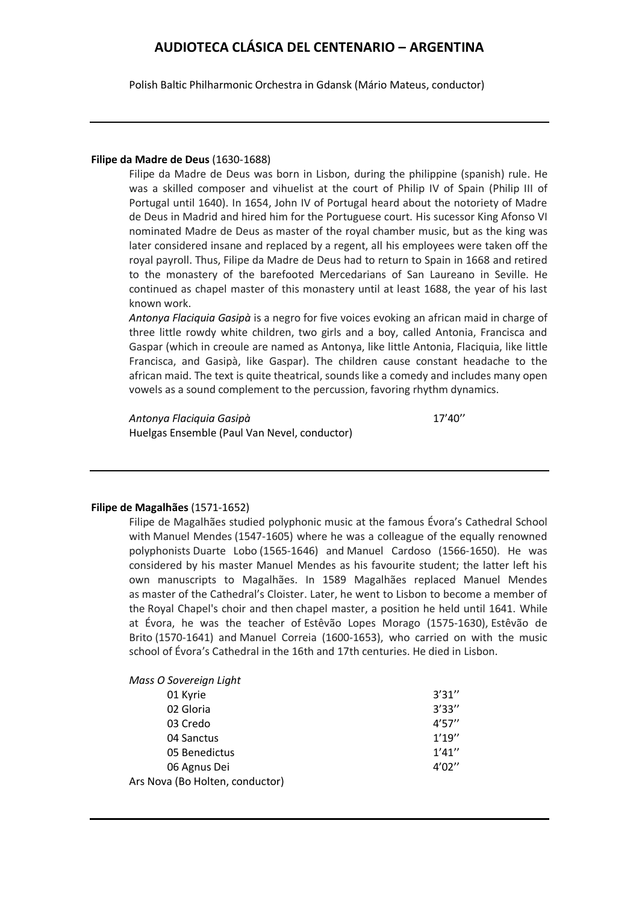Polish Baltic Philharmonic Orchestra in Gdansk (Mário Mateus, conductor)

---

**Filipe da Madre de Deus** (1630-1688)

Filipe da Madre de Deus was born in Lisbon, during the philippine (spanish) rule. He was a skilled composer and vihuelist at the court of Philip IV of Spain (Philip III of Portugal until 1640). In 1654, John IV of Portugal heard about the notoriety of Madre de Deus in Madrid and hired him for the Portuguese court. His sucessor King Afonso VI nominated Madre de Deus as master of the royal chamber music, but as the king was later considered insane and replaced by a regent, all his employees were taken off the royal payroll. Thus, Filipe da Madre de Deus had to return to Spain in 1668 and retired to the monastery of the barefooted Mercedarians of San Laureano in Seville. He continued as chapel master of this monastery until at least 1688, the year of his last known work.

*Antonya Flaciquia Gasipà* is a negro for five voices evoking an african maid in charge of three little rowdy white children, two girls and a boy, called Antonia, Francisca and Gaspar (which in creoule are named as Antonya, like little Antonia, Flaciquia, like little Francisca, and Gasipà, like Gaspar). The children cause constant headache to the african maid. The text is quite theatrical, sounds like a comedy and includes many open vowels as a sound complement to the percussion, favoring rhythm dynamics.

*Antonya Flaciquia Gasipà* 17'40''
Huelgas Ensemble (Paul Van Nevel, conductor)

---

**Filipe de Magalhães** (1571-1652)

Filipe de Magalhães studied polyphonic music at the famous Évora's Cathedral School with Manuel Mendes (1547-1605) where he was a colleague of the equally renowned polyphonists Duarte Lobo (1565-1646) and Manuel Cardoso (1566-1650). He was considered by his master Manuel Mendes as his favourite student; the latter left his own manuscripts to Magalhães. In 1589 Magalhães replaced Manuel Mendes as master of the Cathedral's Cloister. Later, he went to Lisbon to become a member of the Royal Chapel's choir and then chapel master, a position he held until 1641. While at Évora, he was the teacher of Estêvão Lopes Morago (1575-1630), Estêvão de Brito (1570-1641) and Manuel Correia (1600-1653), who carried on with the music school of Évora's Cathedral in the 16th and 17th centuries. He died in Lisbon.

*Mass O Sovereign Light*

| | |
|---|---|
| 01 Kyrie | 3'31'' |
| 02 Gloria | 3'33'' |
| 03 Credo | 4'57'' |
| 04 Sanctus | 1'19'' |
| 05 Benedictus | 1'41'' |
| 06 Agnus Dei | 4'02'' |

Ars Nova (Bo Holten, conductor)

---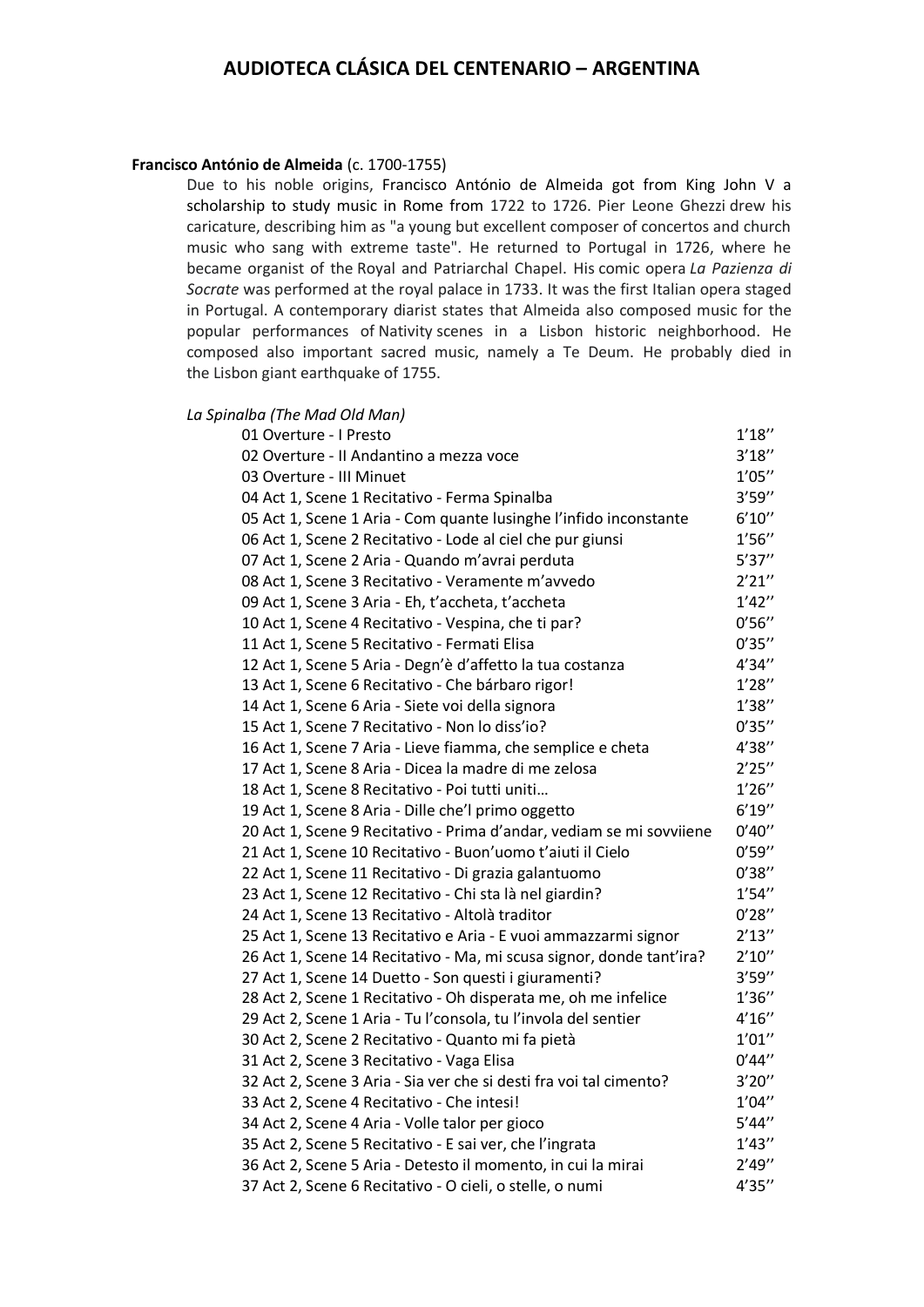## AUDIOTECA CLÁSICA DEL CENTENARIO – ARGENTINA

**Francisco António de Almeida** (c. 1700-1755)

Due to his noble origins, Francisco António de Almeida got from King John V a scholarship to study music in Rome from 1722 to 1726. Pier Leone Ghezzi drew his caricature, describing him as "a young but excellent composer of concertos and church music who sang with extreme taste". He returned to Portugal in 1726, where he became organist of the Royal and Patriarchal Chapel. His comic opera *La Pazienza di Socrate* was performed at the royal palace in 1733. It was the first Italian opera staged in Portugal. A contemporary diarist states that Almeida also composed music for the popular performances of Nativity scenes in a Lisbon historic neighborhood. He composed also important sacred music, namely a Te Deum. He probably died in the Lisbon giant earthquake of 1755.

*La Spinalba (The Mad Old Man)*

| | |
|---|---|
| 01 Overture - I Presto | 1'18'' |
| 02 Overture - II Andantino a mezza voce | 3'18'' |
| 03 Overture - III Minuet | 1'05'' |
| 04 Act 1, Scene 1 Recitativo - Ferma Spinalba | 3'59'' |
| 05 Act 1, Scene 1 Aria - Com quante lusinghe l'infido inconstante | 6'10'' |
| 06 Act 1, Scene 2 Recitativo - Lode al ciel che pur giunsi | 1'56'' |
| 07 Act 1, Scene 2 Aria - Quando m'avrai perduta | 5'37'' |
| 08 Act 1, Scene 3 Recitativo - Veramente m'avvedo | 2'21'' |
| 09 Act 1, Scene 3 Aria - Eh, t'accheta, t'accheta | 1'42'' |
| 10 Act 1, Scene 4 Recitativo - Vespina, che ti par? | 0'56'' |
| 11 Act 1, Scene 5 Recitativo - Fermati Elisa | 0'35'' |
| 12 Act 1, Scene 5 Aria - Degn'è d'affetto la tua costanza | 4'34'' |
| 13 Act 1, Scene 6 Recitativo - Che bárbaro rigor! | 1'28'' |
| 14 Act 1, Scene 6 Aria - Siete voi della signora | 1'38'' |
| 15 Act 1, Scene 7 Recitativo - Non lo diss'io? | 0'35'' |
| 16 Act 1, Scene 7 Aria - Lieve fiamma, che semplice e cheta | 4'38'' |
| 17 Act 1, Scene 8 Aria - Dicea la madre di me zelosa | 2'25'' |
| 18 Act 1, Scene 8 Recitativo - Poi tutti uniti… | 1'26'' |
| 19 Act 1, Scene 8 Aria - Dille che'l primo oggetto | 6'19'' |
| 20 Act 1, Scene 9 Recitativo - Prima d'andar, vediam se mi sovviiene | 0'40'' |
| 21 Act 1, Scene 10 Recitativo - Buon'uomo t'aiuti il Cielo | 0'59'' |
| 22 Act 1, Scene 11 Recitativo - Di grazia galantuomo | 0'38'' |
| 23 Act 1, Scene 12 Recitativo - Chi sta là nel giardin? | 1'54'' |
| 24 Act 1, Scene 13 Recitativo - Altolà traditor | 0'28'' |
| 25 Act 1, Scene 13 Recitativo e Aria - E vuoi ammazzarmi signor | 2'13'' |
| 26 Act 1, Scene 14 Recitativo - Ma, mi scusa signor, donde tant'ira? | 2'10'' |
| 27 Act 1, Scene 14 Duetto - Son questi i giuramenti? | 3'59'' |
| 28 Act 2, Scene 1 Recitativo - Oh disperata me, oh me infelice | 1'36'' |
| 29 Act 2, Scene 1 Aria - Tu l'consola, tu l'invola del sentier | 4'16'' |
| 30 Act 2, Scene 2 Recitativo - Quanto mi fa pietà | 1'01'' |
| 31 Act 2, Scene 3 Recitativo - Vaga Elisa | 0'44'' |
| 32 Act 2, Scene 3 Aria - Sia ver che si desti fra voi tal cimento? | 3'20'' |
| 33 Act 2, Scene 4 Recitativo - Che intesi! | 1'04'' |
| 34 Act 2, Scene 4 Aria - Volle talor per gioco | 5'44'' |
| 35 Act 2, Scene 5 Recitativo - E sai ver, che l'ingrata | 1'43'' |
| 36 Act 2, Scene 5 Aria - Detesto il momento, in cui la mirai | 2'49'' |
| 37 Act 2, Scene 6 Recitativo - O cieli, o stelle, o numi | 4'35'' |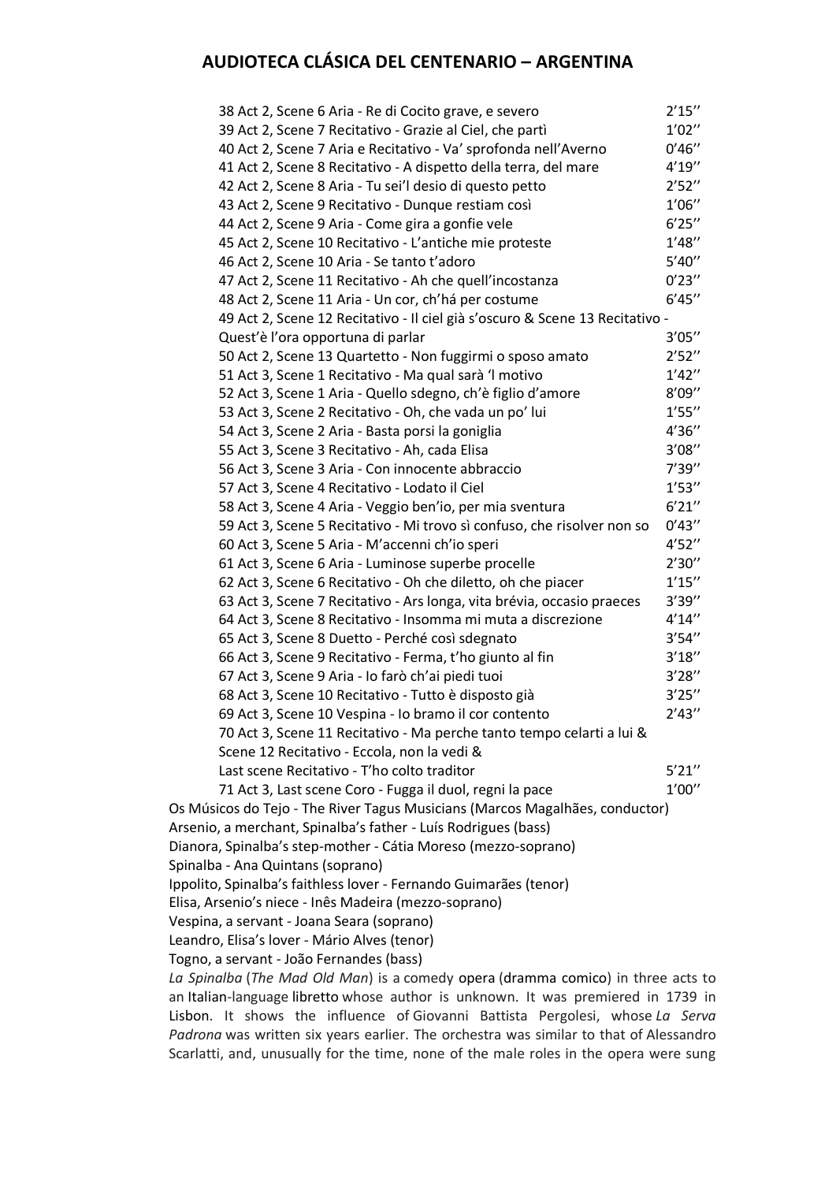38 Act 2, Scene 6 Aria - Re di Cocito grave, e severo 2'15''
39 Act 2, Scene 7 Recitativo - Grazie al Ciel, che partì 1'02''
40 Act 2, Scene 7 Aria e Recitativo - Va' sprofonda nell'Averno 0'46''
41 Act 2, Scene 8 Recitativo - A dispetto della terra, del mare 4'19''
42 Act 2, Scene 8 Aria - Tu sei'l desio di questo petto 2'52''
43 Act 2, Scene 9 Recitativo - Dunque restiam così 1'06''
44 Act 2, Scene 9 Aria - Come gira a gonfie vele 6'25''
45 Act 2, Scene 10 Recitativo - L'antiche mie proteste 1'48''
46 Act 2, Scene 10 Aria - Se tanto t'adoro 5'40''
47 Act 2, Scene 11 Recitativo - Ah che quell'incostanza 0'23''
48 Act 2, Scene 11 Aria - Un cor, ch'há per costume 6'45''
49 Act 2, Scene 12 Recitativo - Il ciel già s'oscuro & Scene 13 Recitativo - Quest'è l'ora opportuna di parlar 3'05''
50 Act 2, Scene 13 Quartetto - Non fuggirmi o sposo amato 2'52''
51 Act 3, Scene 1 Recitativo - Ma qual sarà 'l motivo 1'42''
52 Act 3, Scene 1 Aria - Quello sdegno, ch'è figlio d'amore 8'09''
53 Act 3, Scene 2 Recitativo - Oh, che vada un po' lui 1'55''
54 Act 3, Scene 2 Aria - Basta porsi la goniglia 4'36''
55 Act 3, Scene 3 Recitativo - Ah, cada Elisa 3'08''
56 Act 3, Scene 3 Aria - Con innocente abbraccio 7'39''
57 Act 3, Scene 4 Recitativo - Lodato il Ciel 1'53''
58 Act 3, Scene 4 Aria - Veggio ben'io, per mia sventura 6'21''
59 Act 3, Scene 5 Recitativo - Mi trovo sì confuso, che risolver non so 0'43''
60 Act 3, Scene 5 Aria - M'accenni ch'io speri 4'52''
61 Act 3, Scene 6 Aria - Luminose superbe procelle 2'30''
62 Act 3, Scene 6 Recitativo - Oh che diletto, oh che piacer 1'15''
63 Act 3, Scene 7 Recitativo - Ars longa, vita brévia, occasio praeces 3'39''
64 Act 3, Scene 8 Recitativo - Insomma mi muta a discrezione 4'14''
65 Act 3, Scene 8 Duetto - Perché così sdegnato 3'54''
66 Act 3, Scene 9 Recitativo - Ferma, t'ho giunto al fin 3'18''
67 Act 3, Scene 9 Aria - Io farò ch'ai piedi tuoi 3'28''
68 Act 3, Scene 10 Recitativo - Tutto è disposto già 3'25''
69 Act 3, Scene 10 Vespina - Io bramo il cor contento 2'43''
70 Act 3, Scene 11 Recitativo - Ma perche tanto tempo celarti a lui & Scene 12 Recitativo - Eccola, non la vedi & Last scene Recitativo - T'ho colto traditor 5'21''
71 Act 3, Last scene Coro - Fugga il duol, regni la pace 1'00''

Os Músicos do Tejo - The River Tagus Musicians (Marcos Magalhães, conductor)
Arsenio, a merchant, Spinalba's father - Luís Rodrigues (bass)
Dianora, Spinalba's step-mother - Cátia Moreso (mezzo-soprano)
Spinalba - Ana Quintans (soprano)
Ippolito, Spinalba's faithless lover - Fernando Guimarães (tenor)
Elisa, Arsenio's niece - Inês Madeira (mezzo-soprano)
Vespina, a servant - Joana Seara (soprano)
Leandro, Elisa's lover - Mário Alves (tenor)
Togno, a servant - João Fernandes (bass)

*La Spinalba* (*The Mad Old Man*) is a comedy opera (dramma comico) in three acts to an Italian-language libretto whose author is unknown. It was premiered in 1739 in Lisbon. It shows the influence of Giovanni Battista Pergolesi, whose *La Serva Padrona* was written six years earlier. The orchestra was similar to that of Alessandro Scarlatti, and, unusually for the time, none of the male roles in the opera were sung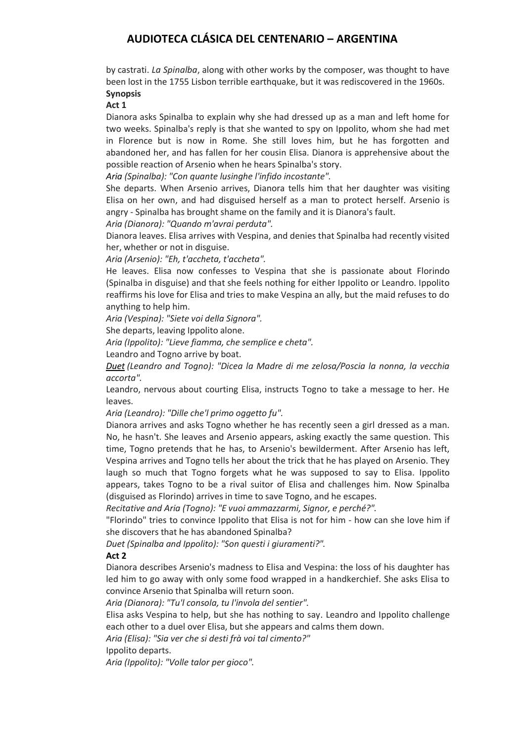by castrati. *La Spinalba*, along with other works by the composer, was thought to have been lost in the 1755 Lisbon terrible earthquake, but it was rediscovered in the 1960s.

**Synopsis**

**Act 1**

Dianora asks Spinalba to explain why she had dressed up as a man and left home for two weeks. Spinalba's reply is that she wanted to spy on Ippolito, whom she had met in Florence but is now in Rome. She still loves him, but he has forgotten and abandoned her, and has fallen for her cousin Elisa. Dianora is apprehensive about the possible reaction of Arsenio when he hears Spinalba's story.

*Aria (Spinalba): "Con quante lusinghe l'infido incostante".*

She departs. When Arsenio arrives, Dianora tells him that her daughter was visiting Elisa on her own, and had disguised herself as a man to protect herself. Arsenio is angry - Spinalba has brought shame on the family and it is Dianora's fault.

*Aria (Dianora): "Quando m'avrai perduta".*

Dianora leaves. Elisa arrives with Vespina, and denies that Spinalba had recently visited her, whether or not in disguise.

*Aria (Arsenio): "Eh, t'accheta, t'accheta".*

He leaves. Elisa now confesses to Vespina that she is passionate about Florindo (Spinalba in disguise) and that she feels nothing for either Ippolito or Leandro. Ippolito reaffirms his love for Elisa and tries to make Vespina an ally, but the maid refuses to do anything to help him.

*Aria (Vespina): "Siete voi della Signora".*

She departs, leaving Ippolito alone.

*Aria (Ippolito): "Lieve fiamma, che semplice e cheta".*

Leandro and Togno arrive by boat.

*Duet (Leandro and Togno): "Dicea la Madre di me zelosa/Poscia la nonna, la vecchia accorta".*

Leandro, nervous about courting Elisa, instructs Togno to take a message to her. He leaves.

*Aria (Leandro): "Dille che'l primo oggetto fu".*

Dianora arrives and asks Togno whether he has recently seen a girl dressed as a man. No, he hasn't. She leaves and Arsenio appears, asking exactly the same question. This time, Togno pretends that he has, to Arsenio's bewilderment. After Arsenio has left, Vespina arrives and Togno tells her about the trick that he has played on Arsenio. They laugh so much that Togno forgets what he was supposed to say to Elisa. Ippolito appears, takes Togno to be a rival suitor of Elisa and challenges him. Now Spinalba (disguised as Florindo) arrives in time to save Togno, and he escapes.

*Recitative and Aria (Togno): "E vuoi ammazzarmi, Signor, e perché?".*

"Florindo" tries to convince Ippolito that Elisa is not for him - how can she love him if she discovers that he has abandoned Spinalba?

*Duet (Spinalba and Ippolito): "Son questi i giuramenti?".*

**Act 2**

Dianora describes Arsenio's madness to Elisa and Vespina: the loss of his daughter has led him to go away with only some food wrapped in a handkerchief. She asks Elisa to convince Arsenio that Spinalba will return soon.

*Aria (Dianora): "Tu'l consola, tu l'invola del sentier".*

Elisa asks Vespina to help, but she has nothing to say. Leandro and Ippolito challenge each other to a duel over Elisa, but she appears and calms them down.

*Aria (Elisa): "Sia ver che si desti frà voi tal cimento?"*

Ippolito departs.

*Aria (Ippolito): "Volle talor per gioco".*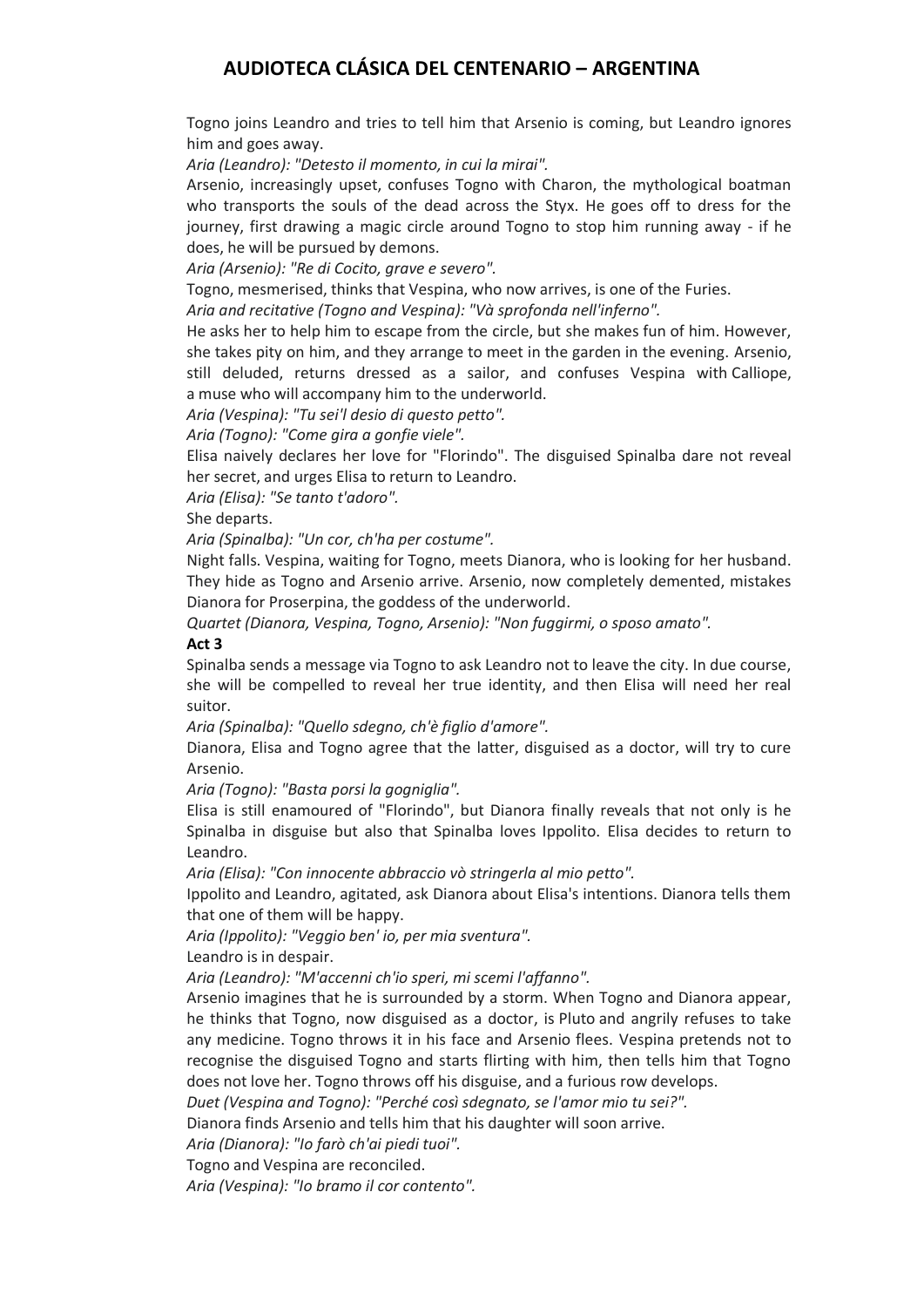Togno joins Leandro and tries to tell him that Arsenio is coming, but Leandro ignores him and goes away.

*Aria (Leandro): "Detesto il momento, in cui la mirai".*

Arsenio, increasingly upset, confuses Togno with Charon, the mythological boatman who transports the souls of the dead across the Styx. He goes off to dress for the journey, first drawing a magic circle around Togno to stop him running away - if he does, he will be pursued by demons.

*Aria (Arsenio): "Re di Cocito, grave e severo".*

Togno, mesmerised, thinks that Vespina, who now arrives, is one of the Furies.

*Aria and recitative (Togno and Vespina): "Và sprofonda nell'inferno".*

He asks her to help him to escape from the circle, but she makes fun of him. However, she takes pity on him, and they arrange to meet in the garden in the evening. Arsenio, still deluded, returns dressed as a sailor, and confuses Vespina with Calliope, a muse who will accompany him to the underworld.

*Aria (Vespina): "Tu sei'l desio di questo petto".*

*Aria (Togno): "Come gira a gonfie viele".*

Elisa naively declares her love for "Florindo". The disguised Spinalba dare not reveal her secret, and urges Elisa to return to Leandro.

*Aria (Elisa): "Se tanto t'adoro".*

She departs.

*Aria (Spinalba): "Un cor, ch'ha per costume".*

Night falls. Vespina, waiting for Togno, meets Dianora, who is looking for her husband. They hide as Togno and Arsenio arrive. Arsenio, now completely demented, mistakes Dianora for Proserpina, the goddess of the underworld.

*Quartet (Dianora, Vespina, Togno, Arsenio): "Non fuggirmi, o sposo amato".*

**Act 3**

Spinalba sends a message via Togno to ask Leandro not to leave the city. In due course, she will be compelled to reveal her true identity, and then Elisa will need her real suitor.

*Aria (Spinalba): "Quello sdegno, ch'è figlio d'amore".*

Dianora, Elisa and Togno agree that the latter, disguised as a doctor, will try to cure Arsenio.

*Aria (Togno): "Basta porsi la gogniglia".*

Elisa is still enamoured of "Florindo", but Dianora finally reveals that not only is he Spinalba in disguise but also that Spinalba loves Ippolito. Elisa decides to return to Leandro.

*Aria (Elisa): "Con innocente abbraccio vò stringerla al mio petto".*

Ippolito and Leandro, agitated, ask Dianora about Elisa's intentions. Dianora tells them that one of them will be happy.

*Aria (Ippolito): "Veggio ben' io, per mia sventura".*

Leandro is in despair.

*Aria (Leandro): "M'accenni ch'io speri, mi scemi l'affanno".*

Arsenio imagines that he is surrounded by a storm. When Togno and Dianora appear, he thinks that Togno, now disguised as a doctor, is Pluto and angrily refuses to take any medicine. Togno throws it in his face and Arsenio flees. Vespina pretends not to recognise the disguised Togno and starts flirting with him, then tells him that Togno does not love her. Togno throws off his disguise, and a furious row develops.

*Duet (Vespina and Togno): "Perché così sdegnato, se l'amor mio tu sei?".*

Dianora finds Arsenio and tells him that his daughter will soon arrive.

*Aria (Dianora): "Io farò ch'ai piedi tuoi".*

Togno and Vespina are reconciled.

*Aria (Vespina): "Io bramo il cor contento".*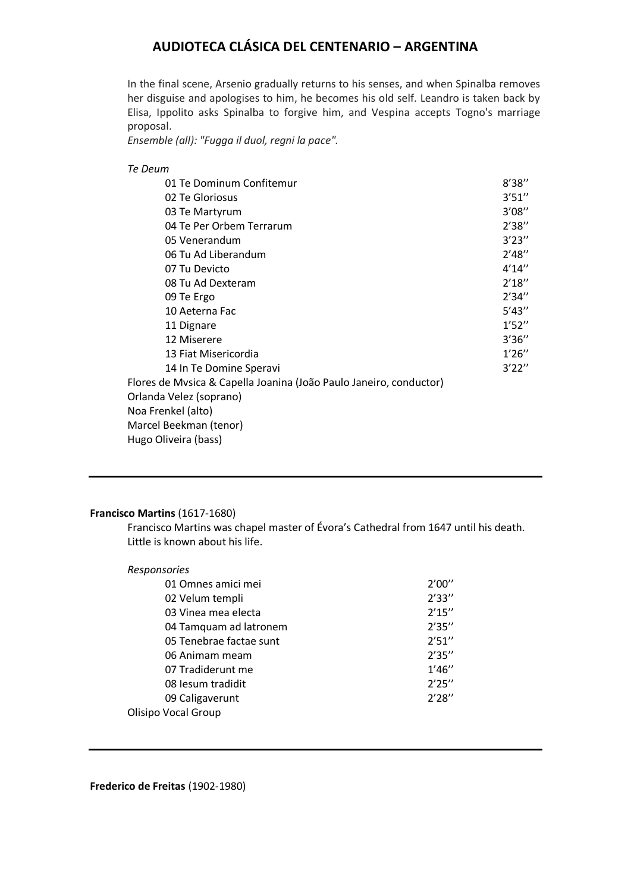In the final scene, Arsenio gradually returns to his senses, and when Spinalba removes her disguise and apologises to him, he becomes his old self. Leandro is taken back by Elisa, Ippolito asks Spinalba to forgive him, and Vespina accepts Togno's marriage proposal.
*Ensemble (all): "Fugga il duol, regni la pace".*

*Te Deum*

| | |
|---|---|
| 01 Te Dominum Confitemur | 8'38'' |
| 02 Te Gloriosus | 3'51'' |
| 03 Te Martyrum | 3'08'' |
| 04 Te Per Orbem Terrarum | 2'38'' |
| 05 Venerandum | 3'23'' |
| 06 Tu Ad Liberandum | 2'48'' |
| 07 Tu Devicto | 4'14'' |
| 08 Tu Ad Dexteram | 2'18'' |
| 09 Te Ergo | 2'34'' |
| 10 Aeterna Fac | 5'43'' |
| 11 Dignare | 1'52'' |
| 12 Miserere | 3'36'' |
| 13 Fiat Misericordia | 1'26'' |
| 14 In Te Domine Speravi | 3'22'' |

Flores de Mvsica & Capella Joanina (João Paulo Janeiro, conductor)
Orlanda Velez (soprano)
Noa Frenkel (alto)
Marcel Beekman (tenor)
Hugo Oliveira (bass)

---

**Francisco Martins** (1617-1680)

Francisco Martins was chapel master of Évora's Cathedral from 1647 until his death. Little is known about his life.

*Responsories*

| | |
|---|---|
| 01 Omnes amici mei | 2'00'' |
| 02 Velum templi | 2'33'' |
| 03 Vinea mea electa | 2'15'' |
| 04 Tamquam ad latronem | 2'35'' |
| 05 Tenebrae factae sunt | 2'51'' |
| 06 Animam meam | 2'35'' |
| 07 Tradiderunt me | 1'46'' |
| 08 Iesum tradidit | 2'25'' |
| 09 Caligaverunt | 2'28'' |

Olisipo Vocal Group

---

**Frederico de Freitas** (1902-1980)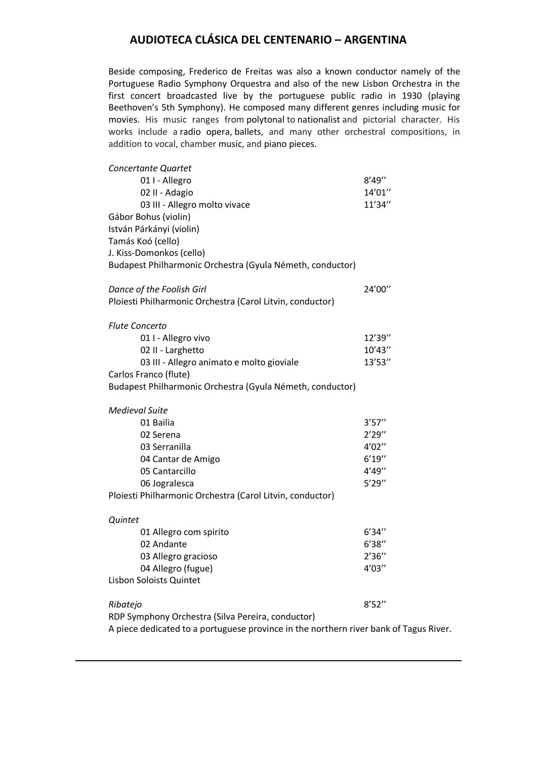Beside composing, Frederico de Freitas was also a known conductor namely of the Portuguese Radio Symphony Orquestra and also of the new Lisbon Orchestra in the first concert broadcasted live by the portuguese public radio in 1930 (playing Beethoven's 5th Symphony). He composed many different genres including music for movies. His music ranges from polytonal to nationalist and pictorial character. His works include a radio opera, ballets, and many other orchestral compositions, in addition to vocal, chamber music, and piano pieces.

*Concertante Quartet*

| | |
|---|---|
| 01 I - Allegro | 8'49'' |
| 02 II - Adagio | 14'01'' |
| 03 III - Allegro molto vivace | 11'34'' |

Gábor Bohus (violin)
István Párkányi (violin)
Tamás Koó (cello)
J. Kiss-Domonkos (cello)
Budapest Philharmonic Orchestra (Gyula Németh, conductor)

*Dance of the Foolish Girl* — 24'00''
Ploiesti Philharmonic Orchestra (Carol Litvin, conductor)

*Flute Concerto*

| | |
|---|---|
| 01 I - Allegro vivo | 12'39'' |
| 02 II - Larghetto | 10'43'' |
| 03 III - Allegro animato e molto gioviale | 13'53'' |

Carlos Franco (flute)
Budapest Philharmonic Orchestra (Gyula Németh, conductor)

*Medieval Suite*

| | |
|---|---|
| 01 Bailia | 3'57'' |
| 02 Serena | 2'29'' |
| 03 Serranilla | 4'02'' |
| 04 Cantar de Amigo | 6'19'' |
| 05 Cantarcillo | 4'49'' |
| 06 Jogralesca | 5'29'' |

Ploiesti Philharmonic Orchestra (Carol Litvin, conductor)

*Quintet*

| | |
|---|---|
| 01 Allegro com spirito | 6'34'' |
| 02 Andante | 6'38'' |
| 03 Allegro gracioso | 2'36'' |
| 04 Allegro (fugue) | 4'03'' |

Lisbon Soloists Quintet

*Ribatejo* — 8'52''
RDP Symphony Orchestra (Silva Pereira, conductor)
A piece dedicated to a portuguese province in the northern river bank of Tagus River.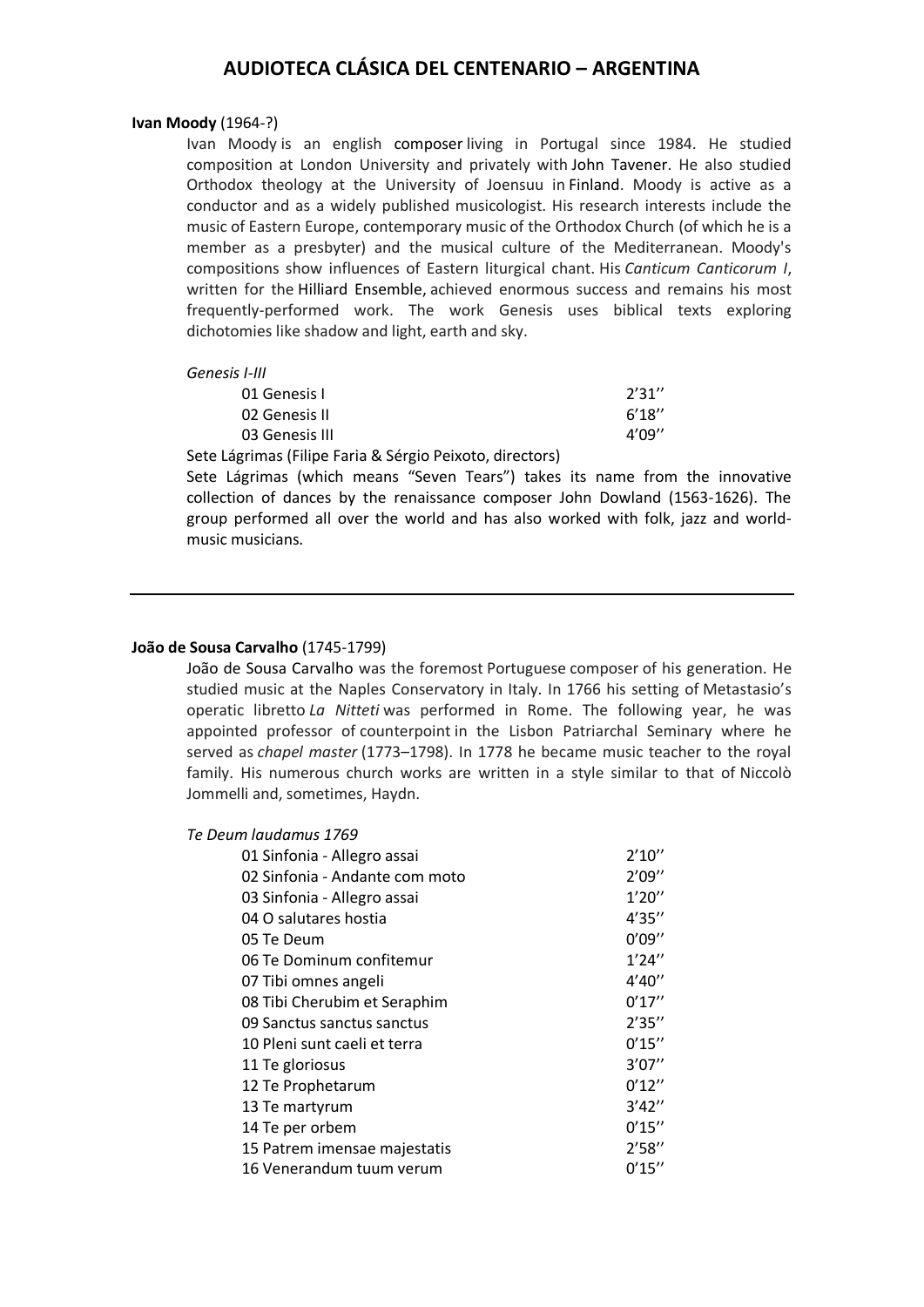# AUDIOTECA CLÁSICA DEL CENTENARIO – ARGENTINA

**Ivan Moody** (1964-?)

Ivan Moody is an english composer living in Portugal since 1984. He studied composition at London University and privately with John Tavener. He also studied Orthodox theology at the University of Joensuu in Finland. Moody is active as a conductor and as a widely published musicologist. His research interests include the music of Eastern Europe, contemporary music of the Orthodox Church (of which he is a member as a presbyter) and the musical culture of the Mediterranean. Moody's compositions show influences of Eastern liturgical chant. His *Canticum Canticorum I*, written for the Hilliard Ensemble, achieved enormous success and remains his most frequently-performed work. The work Genesis uses biblical texts exploring dichotomies like shadow and light, earth and sky.

*Genesis I-III*

| | |
|---|---|
| 01 Genesis I | 2'31'' |
| 02 Genesis II | 6'18'' |
| 03 Genesis III | 4'09'' |

Sete Lágrimas (Filipe Faria & Sérgio Peixoto, directors)

Sete Lágrimas (which means "Seven Tears") takes its name from the innovative collection of dances by the renaissance composer John Dowland (1563-1626). The group performed all over the world and has also worked with folk, jazz and world-music musicians.

---

**João de Sousa Carvalho** (1745-1799)

João de Sousa Carvalho was the foremost Portuguese composer of his generation. He studied music at the Naples Conservatory in Italy. In 1766 his setting of Metastasio's operatic libretto *La Nitteti* was performed in Rome. The following year, he was appointed professor of counterpoint in the Lisbon Patriarchal Seminary where he served as *chapel master* (1773–1798). In 1778 he became music teacher to the royal family. His numerous church works are written in a style similar to that of Niccolò Jommelli and, sometimes, Haydn.

*Te Deum laudamus 1769*

| | |
|---|---|
| 01 Sinfonia - Allegro assai | 2'10'' |
| 02 Sinfonia - Andante com moto | 2'09'' |
| 03 Sinfonia - Allegro assai | 1'20'' |
| 04 O salutares hostia | 4'35'' |
| 05 Te Deum | 0'09'' |
| 06 Te Dominum confitemur | 1'24'' |
| 07 Tibi omnes angeli | 4'40'' |
| 08 Tibi Cherubim et Seraphim | 0'17'' |
| 09 Sanctus sanctus sanctus | 2'35'' |
| 10 Pleni sunt caeli et terra | 0'15'' |
| 11 Te gloriosus | 3'07'' |
| 12 Te Prophetarum | 0'12'' |
| 13 Te martyrum | 3'42'' |
| 14 Te per orbem | 0'15'' |
| 15 Patrem imensae majestatis | 2'58'' |
| 16 Venerandum tuum verum | 0'15'' |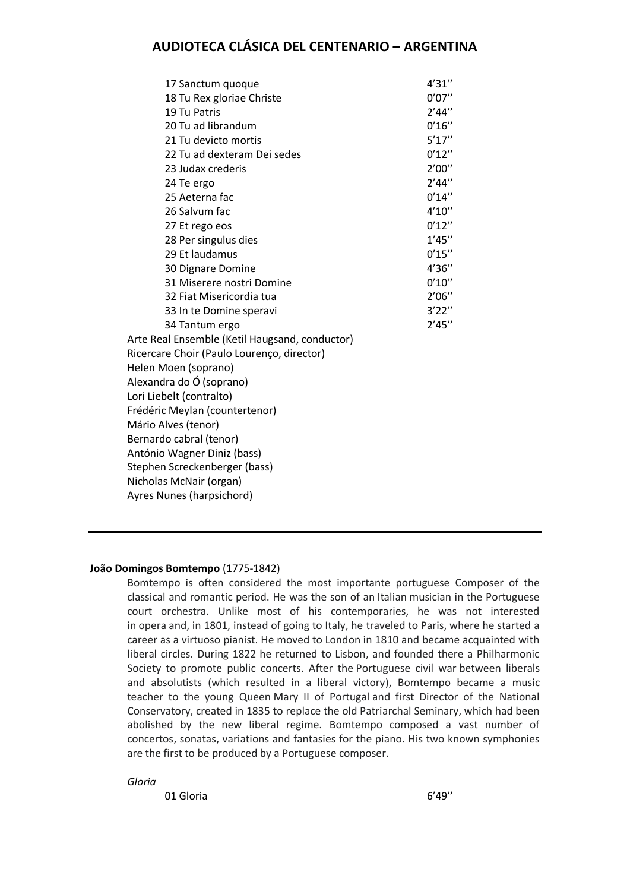| | |
|---|---|
| 17 Sanctum quoque | 4'31'' |
| 18 Tu Rex gloriae Christe | 0'07'' |
| 19 Tu Patris | 2'44'' |
| 20 Tu ad librandum | 0'16'' |
| 21 Tu devicto mortis | 5'17'' |
| 22 Tu ad dexteram Dei sedes | 0'12'' |
| 23 Judax crederis | 2'00'' |
| 24 Te ergo | 2'44'' |
| 25 Aeterna fac | 0'14'' |
| 26 Salvum fac | 4'10'' |
| 27 Et rego eos | 0'12'' |
| 28 Per singulus dies | 1'45'' |
| 29 Et laudamus | 0'15'' |
| 30 Dignare Domine | 4'36'' |
| 31 Miserere nostri Domine | 0'10'' |
| 32 Fiat Misericordia tua | 2'06'' |
| 33 In te Domine speravi | 3'22'' |
| 34 Tantum ergo | 2'45'' |

Arte Real Ensemble (Ketil Haugsand, conductor)
Ricercare Choir (Paulo Lourenço, director)
Helen Moen (soprano)
Alexandra do Ó (soprano)
Lori Liebelt (contralto)
Frédéric Meylan (countertenor)
Mário Alves (tenor)
Bernardo cabral (tenor)
António Wagner Diniz (bass)
Stephen Screckenberger (bass)
Nicholas McNair (organ)
Ayres Nunes (harpsichord)

---

**João Domingos Bomtempo** (1775-1842)

Bomtempo is often considered the most importante portuguese Composer of the classical and romantic period. He was the son of an Italian musician in the Portuguese court orchestra. Unlike most of his contemporaries, he was not interested in opera and, in 1801, instead of going to Italy, he traveled to Paris, where he started a career as a virtuoso pianist. He moved to London in 1810 and became acquainted with liberal circles. During 1822 he returned to Lisbon, and founded there a Philharmonic Society to promote public concerts. After the Portuguese civil war between liberals and absolutists (which resulted in a liberal victory), Bomtempo became a music teacher to the young Queen Mary II of Portugal and first Director of the National Conservatory, created in 1835 to replace the old Patriarchal Seminary, which had been abolished by the new liberal regime. Bomtempo composed a vast number of concertos, sonatas, variations and fantasies for the piano. His two known symphonies are the first to be produced by a Portuguese composer.

*Gloria*

| | |
|---|---|
| 01 Gloria | 6'49'' |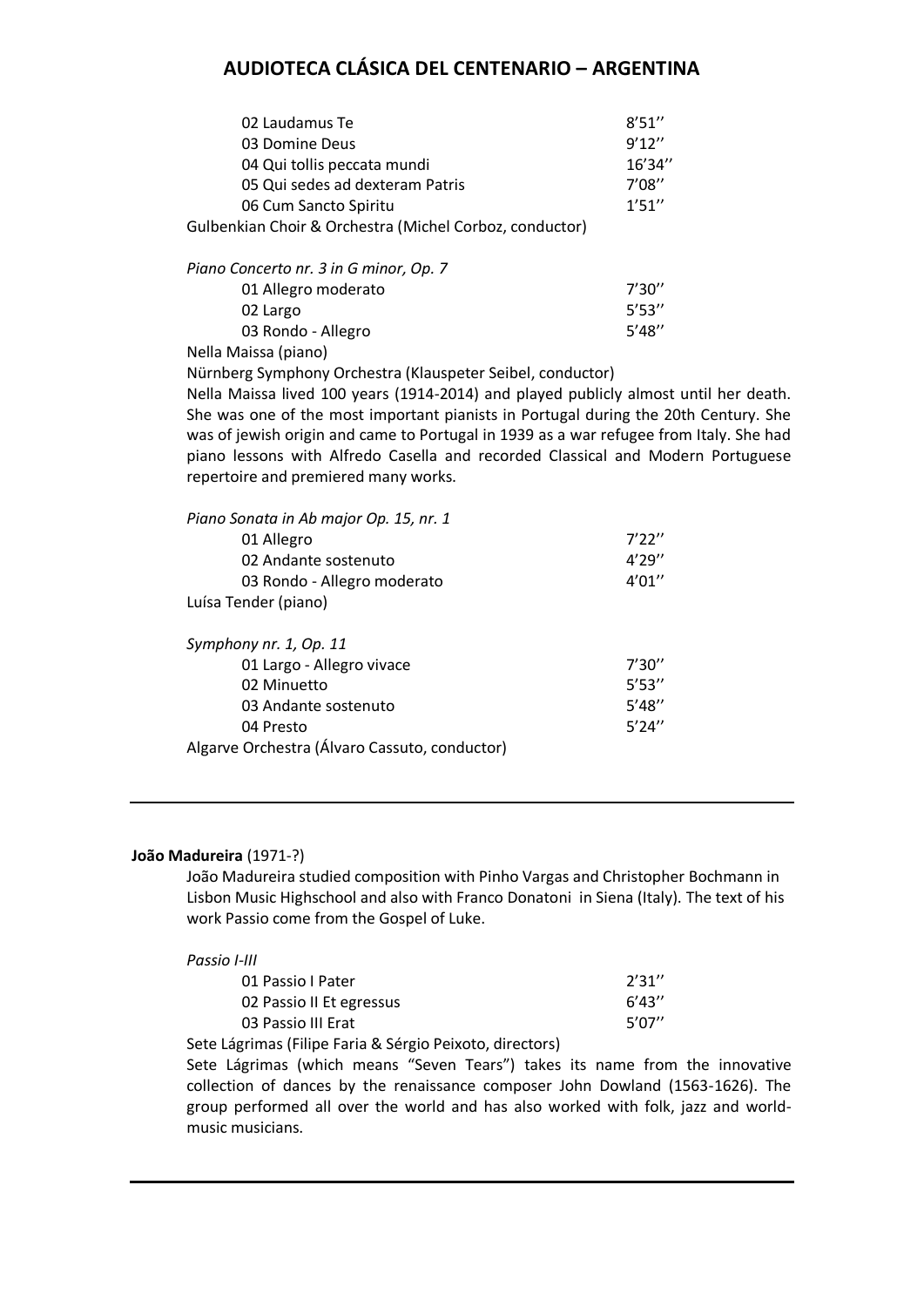| | |
|---|---|
| 02 Laudamus Te | 8'51'' |
| 03 Domine Deus | 9'12'' |
| 04 Qui tollis peccata mundi | 16'34'' |
| 05 Qui sedes ad dexteram Patris | 7'08'' |
| 06 Cum Sancto Spiritu | 1'51'' |

Gulbenkian Choir & Orchestra (Michel Corboz, conductor)

*Piano Concerto nr. 3 in G minor, Op. 7*

| | |
|---|---|
| 01 Allegro moderato | 7'30'' |
| 02 Largo | 5'53'' |
| 03 Rondo - Allegro | 5'48'' |

Nella Maissa (piano)
Nürnberg Symphony Orchestra (Klauspeter Seibel, conductor)
Nella Maissa lived 100 years (1914-2014) and played publicly almost until her death. She was one of the most important pianists in Portugal during the 20th Century. She was of jewish origin and came to Portugal in 1939 as a war refugee from Italy. She had piano lessons with Alfredo Casella and recorded Classical and Modern Portuguese repertoire and premiered many works.

*Piano Sonata in Ab major Op. 15, nr. 1*

| | |
|---|---|
| 01 Allegro | 7'22'' |
| 02 Andante sostenuto | 4'29'' |
| 03 Rondo - Allegro moderato | 4'01'' |

Luísa Tender (piano)

*Symphony nr. 1, Op. 11*

| | |
|---|---|
| 01 Largo - Allegro vivace | 7'30'' |
| 02 Minuetto | 5'53'' |
| 03 Andante sostenuto | 5'48'' |
| 04 Presto | 5'24'' |

Algarve Orchestra (Álvaro Cassuto, conductor)

---

**João Madureira** (1971-?)

João Madureira studied composition with Pinho Vargas and Christopher Bochmann in Lisbon Music Highschool and also with Franco Donatoni in Siena (Italy). The text of his work Passio come from the Gospel of Luke.

*Passio I-III*

| | |
|---|---|
| 01 Passio I Pater | 2'31'' |
| 02 Passio II Et egressus | 6'43'' |
| 03 Passio III Erat | 5'07'' |

Sete Lágrimas (Filipe Faria & Sérgio Peixoto, directors)
Sete Lágrimas (which means "Seven Tears") takes its name from the innovative collection of dances by the renaissance composer John Dowland (1563-1626). The group performed all over the world and has also worked with folk, jazz and world-music musicians.

---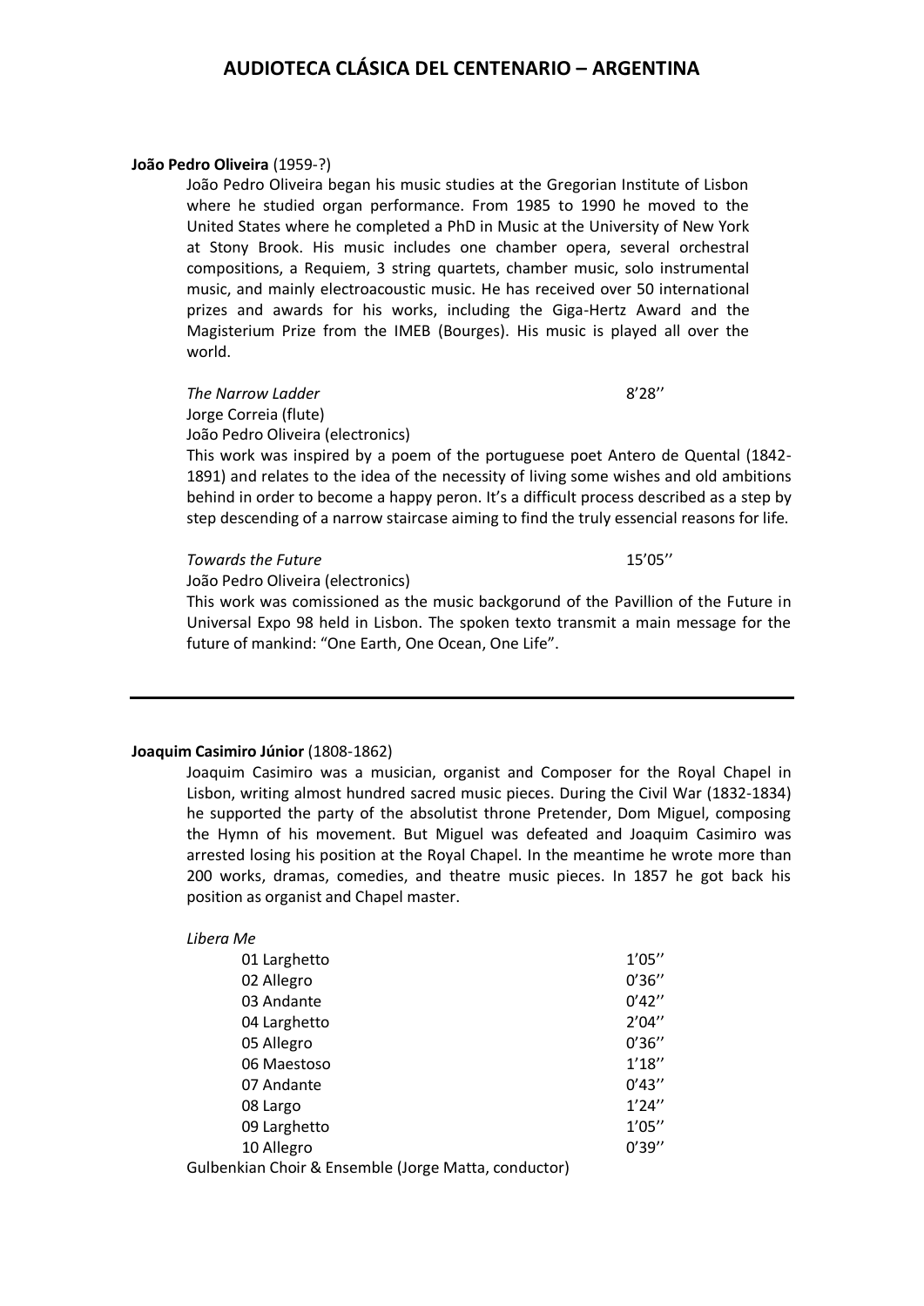**João Pedro Oliveira** (1959-?)

João Pedro Oliveira began his music studies at the Gregorian Institute of Lisbon where he studied organ performance. From 1985 to 1990 he moved to the United States where he completed a PhD in Music at the University of New York at Stony Brook. His music includes one chamber opera, several orchestral compositions, a Requiem, 3 string quartets, chamber music, solo instrumental music, and mainly electroacoustic music. He has received over 50 international prizes and awards for his works, including the Giga-Hertz Award and the Magisterium Prize from the IMEB (Bourges). His music is played all over the world.

*The Narrow Ladder* 8'28''

Jorge Correia (flute)
João Pedro Oliveira (electronics)

This work was inspired by a poem of the portuguese poet Antero de Quental (1842-1891) and relates to the idea of the necessity of living some wishes and old ambitions behind in order to become a happy peron. It's a difficult process described as a step by step descending of a narrow staircase aiming to find the truly essencial reasons for life.

*Towards the Future* 15'05''

João Pedro Oliveira (electronics)

This work was comissioned as the music backgorund of the Pavillion of the Future in Universal Expo 98 held in Lisbon. The spoken texto transmit a main message for the future of mankind: "One Earth, One Ocean, One Life".

---

**Joaquim Casimiro Júnior** (1808-1862)

Joaquim Casimiro was a musician, organist and Composer for the Royal Chapel in Lisbon, writing almost hundred sacred music pieces. During the Civil War (1832-1834) he supported the party of the absolutist throne Pretender, Dom Miguel, composing the Hymn of his movement. But Miguel was defeated and Joaquim Casimiro was arrested losing his position at the Royal Chapel. In the meantime he wrote more than 200 works, dramas, comedies, and theatre music pieces. In 1857 he got back his position as organist and Chapel master.

*Libera Me*

| | |
|---|---|
| 01 Larghetto | 1'05'' |
| 02 Allegro | 0'36'' |
| 03 Andante | 0'42'' |
| 04 Larghetto | 2'04'' |
| 05 Allegro | 0'36'' |
| 06 Maestoso | 1'18'' |
| 07 Andante | 0'43'' |
| 08 Largo | 1'24'' |
| 09 Larghetto | 1'05'' |
| 10 Allegro | 0'39'' |

Gulbenkian Choir & Ensemble (Jorge Matta, conductor)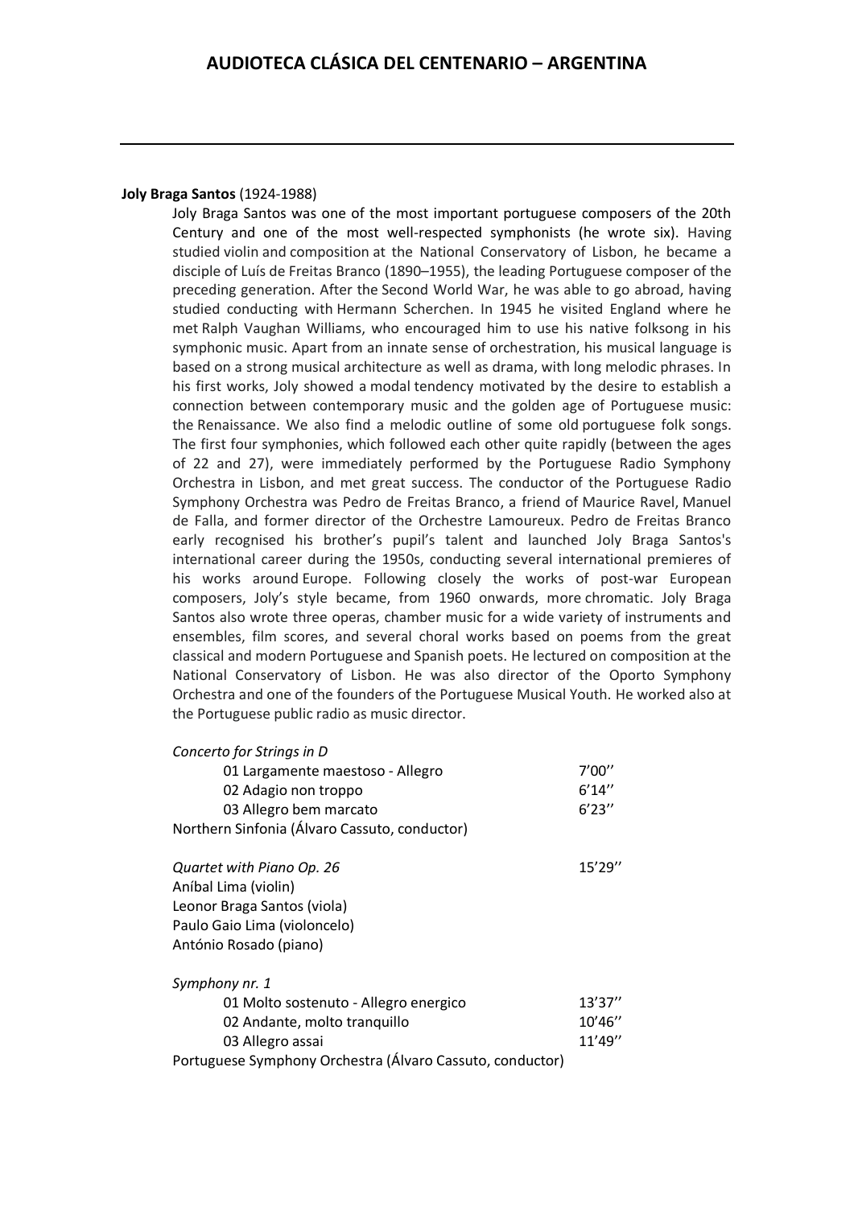**Joly Braga Santos** (1924-1988)

Joly Braga Santos was one of the most important portuguese composers of the 20th Century and one of the most well-respected symphonists (he wrote six). Having studied violin and composition at the National Conservatory of Lisbon, he became a disciple of Luís de Freitas Branco (1890–1955), the leading Portuguese composer of the preceding generation. After the Second World War, he was able to go abroad, having studied conducting with Hermann Scherchen. In 1945 he visited England where he met Ralph Vaughan Williams, who encouraged him to use his native folksong in his symphonic music. Apart from an innate sense of orchestration, his musical language is based on a strong musical architecture as well as drama, with long melodic phrases. In his first works, Joly showed a modal tendency motivated by the desire to establish a connection between contemporary music and the golden age of Portuguese music: the Renaissance. We also find a melodic outline of some old portuguese folk songs. The first four symphonies, which followed each other quite rapidly (between the ages of 22 and 27), were immediately performed by the Portuguese Radio Symphony Orchestra in Lisbon, and met great success. The conductor of the Portuguese Radio Symphony Orchestra was Pedro de Freitas Branco, a friend of Maurice Ravel, Manuel de Falla, and former director of the Orchestre Lamoureux. Pedro de Freitas Branco early recognised his brother's pupil's talent and launched Joly Braga Santos's international career during the 1950s, conducting several international premieres of his works around Europe. Following closely the works of post-war European composers, Joly's style became, from 1960 onwards, more chromatic. Joly Braga Santos also wrote three operas, chamber music for a wide variety of instruments and ensembles, film scores, and several choral works based on poems from the great classical and modern Portuguese and Spanish poets. He lectured on composition at the National Conservatory of Lisbon. He was also director of the Oporto Symphony Orchestra and one of the founders of the Portuguese Musical Youth. He worked also at the Portuguese public radio as music director.

*Concerto for Strings in D*

01 Largamente maestoso - Allegro 7'00''
02 Adagio non troppo 6'14''
03 Allegro bem marcato 6'23''

Northern Sinfonia (Álvaro Cassuto, conductor)

*Quartet with Piano Op. 26* 15'29''

Aníbal Lima (violin)
Leonor Braga Santos (viola)
Paulo Gaio Lima (violoncelo)
António Rosado (piano)

*Symphony nr. 1*

01 Molto sostenuto - Allegro energico 13'37''
02 Andante, molto tranquillo 10'46''
03 Allegro assai 11'49''

Portuguese Symphony Orchestra (Álvaro Cassuto, conductor)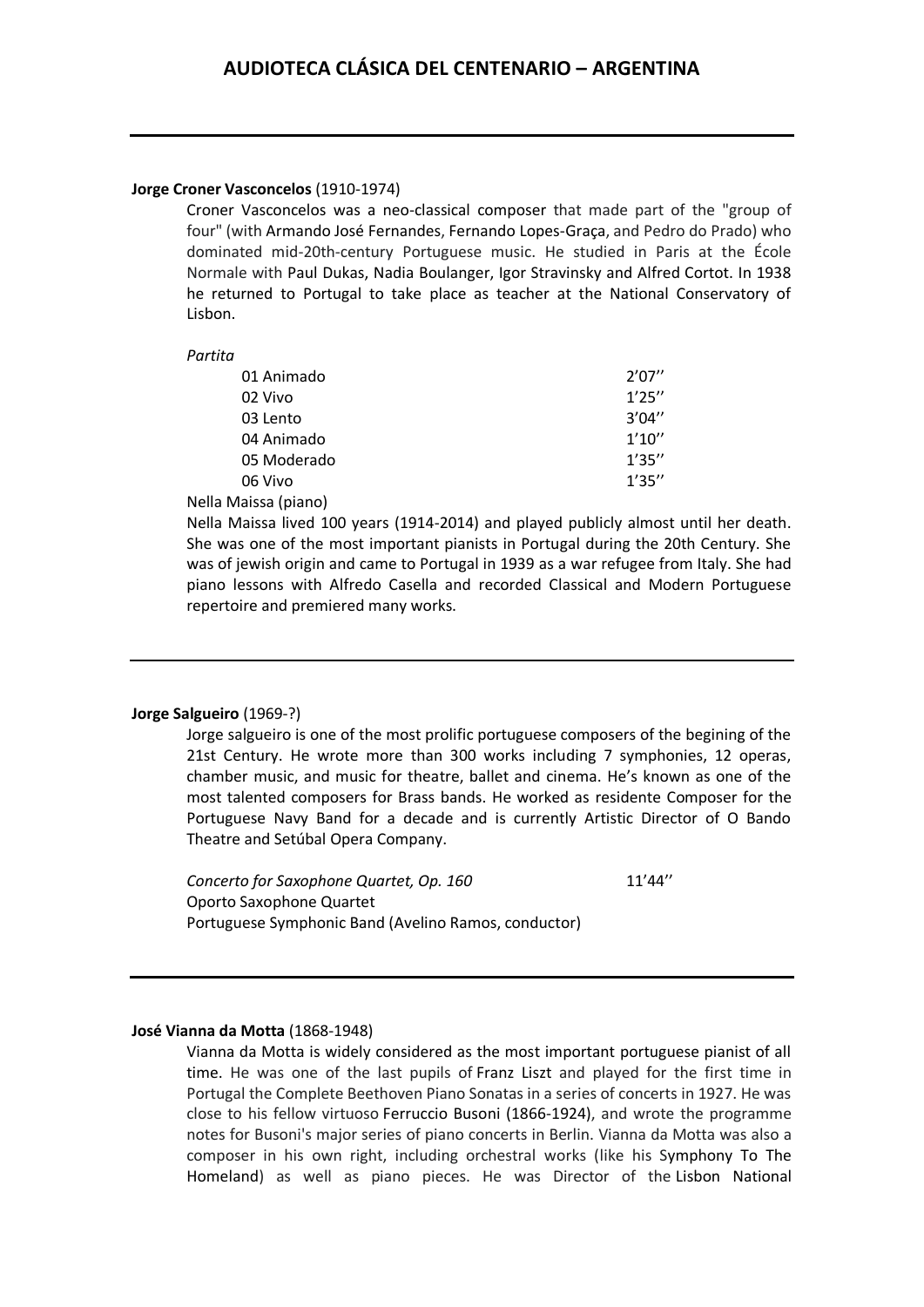**Jorge Croner Vasconcelos** (1910-1974)

Croner Vasconcelos was a neo-classical composer that made part of the "group of four" (with Armando José Fernandes, Fernando Lopes-Graça, and Pedro do Prado) who dominated mid-20th-century Portuguese music. He studied in Paris at the École Normale with Paul Dukas, Nadia Boulanger, Igor Stravinsky and Alfred Cortot. In 1938 he returned to Portugal to take place as teacher at the National Conservatory of Lisbon.

*Partita*

| | |
|---|---|
| 01 Animado | 2'07'' |
| 02 Vivo | 1'25'' |
| 03 Lento | 3'04'' |
| 04 Animado | 1'10'' |
| 05 Moderado | 1'35'' |
| 06 Vivo | 1'35'' |

Nella Maissa (piano)

Nella Maissa lived 100 years (1914-2014) and played publicly almost until her death. She was one of the most important pianists in Portugal during the 20th Century. She was of jewish origin and came to Portugal in 1939 as a war refugee from Italy. She had piano lessons with Alfredo Casella and recorded Classical and Modern Portuguese repertoire and premiered many works.

---

**Jorge Salgueiro** (1969-?)

Jorge salgueiro is one of the most prolific portuguese composers of the begining of the 21st Century. He wrote more than 300 works including 7 symphonies, 12 operas, chamber music, and music for theatre, ballet and cinema. He's known as one of the most talented composers for Brass bands. He worked as residente Composer for the Portuguese Navy Band for a decade and is currently Artistic Director of O Bando Theatre and Setúbal Opera Company.

*Concerto for Saxophone Quartet, Op. 160* 11'44''

Oporto Saxophone Quartet

Portuguese Symphonic Band (Avelino Ramos, conductor)

---

**José Vianna da Motta** (1868-1948)

Vianna da Motta is widely considered as the most important portuguese pianist of all time. He was one of the last pupils of Franz Liszt and played for the first time in Portugal the Complete Beethoven Piano Sonatas in a series of concerts in 1927. He was close to his fellow virtuoso Ferruccio Busoni (1866-1924), and wrote the programme notes for Busoni's major series of piano concerts in Berlin. Vianna da Motta was also a composer in his own right, including orchestral works (like his Symphony To The Homeland) as well as piano pieces. He was Director of the Lisbon National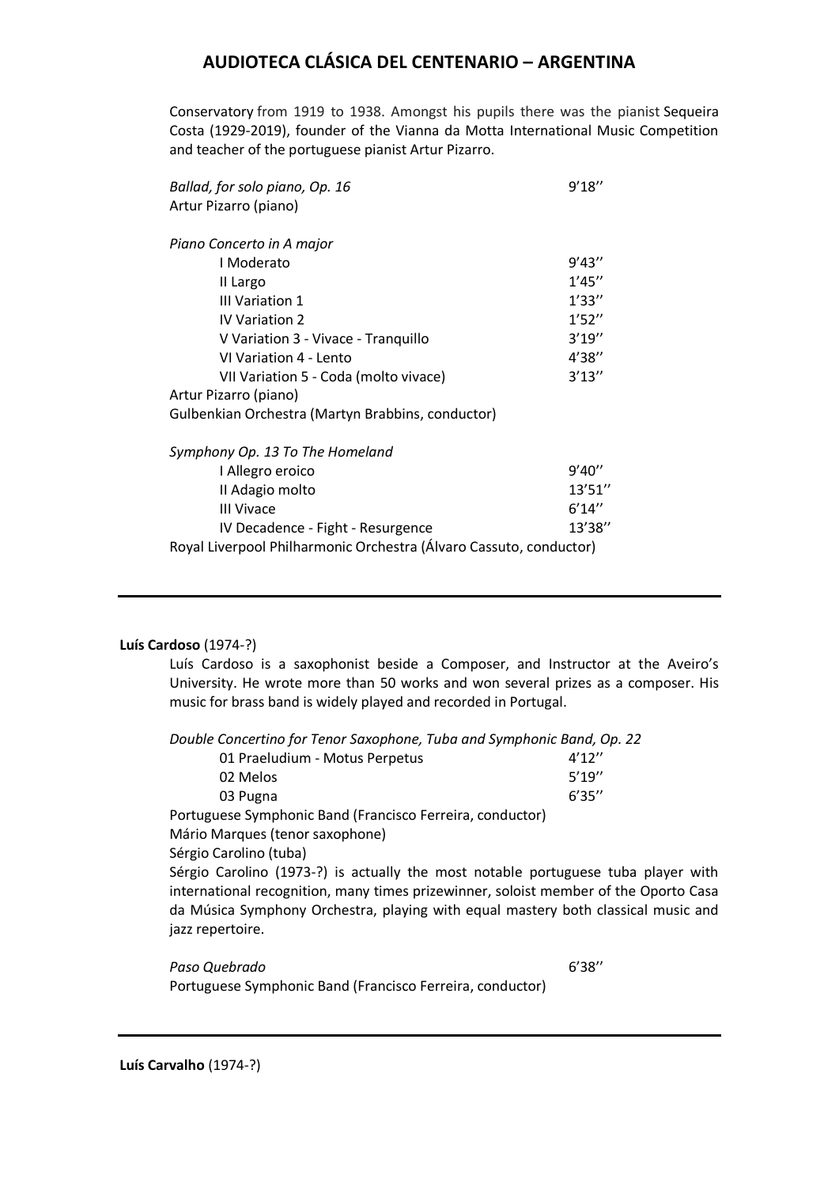Conservatory from 1919 to 1938. Amongst his pupils there was the pianist Sequeira Costa (1929-2019), founder of the Vianna da Motta International Music Competition and teacher of the portuguese pianist Artur Pizarro.

*Ballad, for solo piano, Op. 16* 9'18''
Artur Pizarro (piano)

*Piano Concerto in A major*

- I Moderato 9'43''
- II Largo 1'45''
- III Variation 1 1'33''
- IV Variation 2 1'52''
- V Variation 3 - Vivace - Tranquillo 3'19''
- VI Variation 4 - Lento 4'38''
- VII Variation 5 - Coda (molto vivace) 3'13''

Artur Pizarro (piano)
Gulbenkian Orchestra (Martyn Brabbins, conductor)

*Symphony Op. 13 To The Homeland*

- I Allegro eroico 9'40''
- II Adagio molto 13'51''
- III Vivace 6'14''
- IV Decadence - Fight - Resurgence 13'38''

Royal Liverpool Philharmonic Orchestra (Álvaro Cassuto, conductor)

---

**Luís Cardoso** (1974-?)

Luís Cardoso is a saxophonist beside a Composer, and Instructor at the Aveiro's University. He wrote more than 50 works and won several prizes as a composer. His music for brass band is widely played and recorded in Portugal.

*Double Concertino for Tenor Saxophone, Tuba and Symphonic Band, Op. 22*

- 01 Praeludium - Motus Perpetus 4'12''
- 02 Melos 5'19''
- 03 Pugna 6'35''

Portuguese Symphonic Band (Francisco Ferreira, conductor)
Mário Marques (tenor saxophone)
Sérgio Carolino (tuba)
Sérgio Carolino (1973-?) is actually the most notable portuguese tuba player with international recognition, many times prizewinner, soloist member of the Oporto Casa da Música Symphony Orchestra, playing with equal mastery both classical music and jazz repertoire.

*Paso Quebrado* 6'38''
Portuguese Symphonic Band (Francisco Ferreira, conductor)

---

**Luís Carvalho** (1974-?)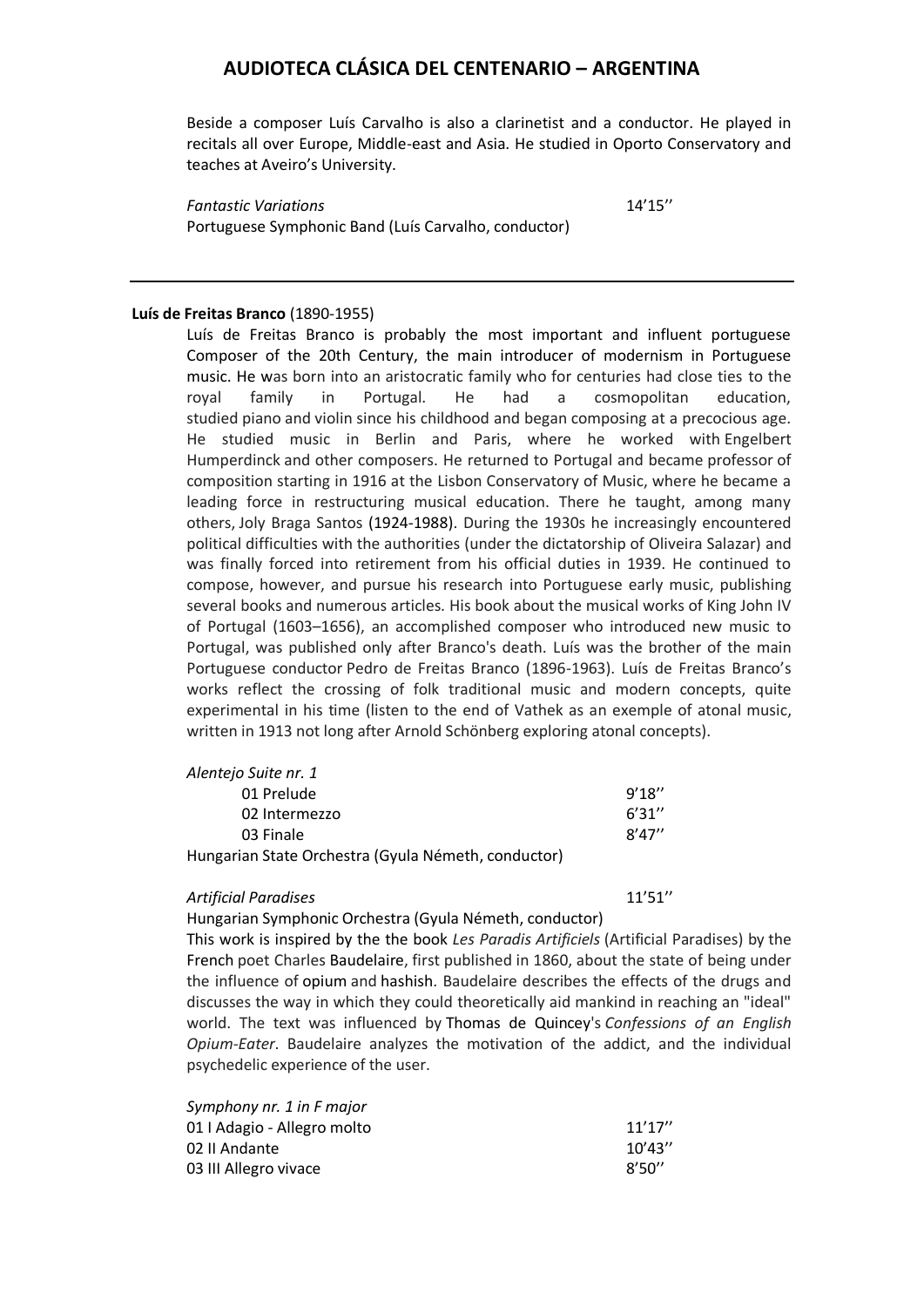Beside a composer Luís Carvalho is also a clarinetist and a conductor. He played in recitals all over Europe, Middle-east and Asia. He studied in Oporto Conservatory and teaches at Aveiro's University.

*Fantastic Variations* 14'15''
Portuguese Symphonic Band (Luís Carvalho, conductor)

---

**Luís de Freitas Branco** (1890-1955)

Luís de Freitas Branco is probably the most important and influent portuguese Composer of the 20th Century, the main introducer of modernism in Portuguese music. He was born into an aristocratic family who for centuries had close ties to the royal family in Portugal. He had a cosmopolitan education, studied piano and violin since his childhood and began composing at a precocious age. He studied music in Berlin and Paris, where he worked with Engelbert Humperdinck and other composers. He returned to Portugal and became professor of composition starting in 1916 at the Lisbon Conservatory of Music, where he became a leading force in restructuring musical education. There he taught, among many others, Joly Braga Santos (1924-1988). During the 1930s he increasingly encountered political difficulties with the authorities (under the dictatorship of Oliveira Salazar) and was finally forced into retirement from his official duties in 1939. He continued to compose, however, and pursue his research into Portuguese early music, publishing several books and numerous articles. His book about the musical works of King John IV of Portugal (1603–1656), an accomplished composer who introduced new music to Portugal, was published only after Branco's death. Luís was the brother of the main Portuguese conductor Pedro de Freitas Branco (1896-1963). Luís de Freitas Branco's works reflect the crossing of folk traditional music and modern concepts, quite experimental in his time (listen to the end of Vathek as an exemple of atonal music, written in 1913 not long after Arnold Schönberg exploring atonal concepts).

*Alentejo Suite nr. 1*

| | |
|---|---|
| 01 Prelude | 9'18'' |
| 02 Intermezzo | 6'31'' |
| 03 Finale | 8'47'' |

Hungarian State Orchestra (Gyula Németh, conductor)

*Artificial Paradises* 11'51''
Hungarian Symphonic Orchestra (Gyula Németh, conductor)

This work is inspired by the the book *Les Paradis Artificiels* (Artificial Paradises) by the French poet Charles Baudelaire, first published in 1860, about the state of being under the influence of opium and hashish. Baudelaire describes the effects of the drugs and discusses the way in which they could theoretically aid mankind in reaching an "ideal" world. The text was influenced by Thomas de Quincey's *Confessions of an English Opium-Eater*. Baudelaire analyzes the motivation of the addict, and the individual psychedelic experience of the user.

*Symphony nr. 1 in F major*

| | |
|---|---|
| 01 I Adagio - Allegro molto | 11'17'' |
| 02 II Andante | 10'43'' |
| 03 III Allegro vivace | 8'50'' |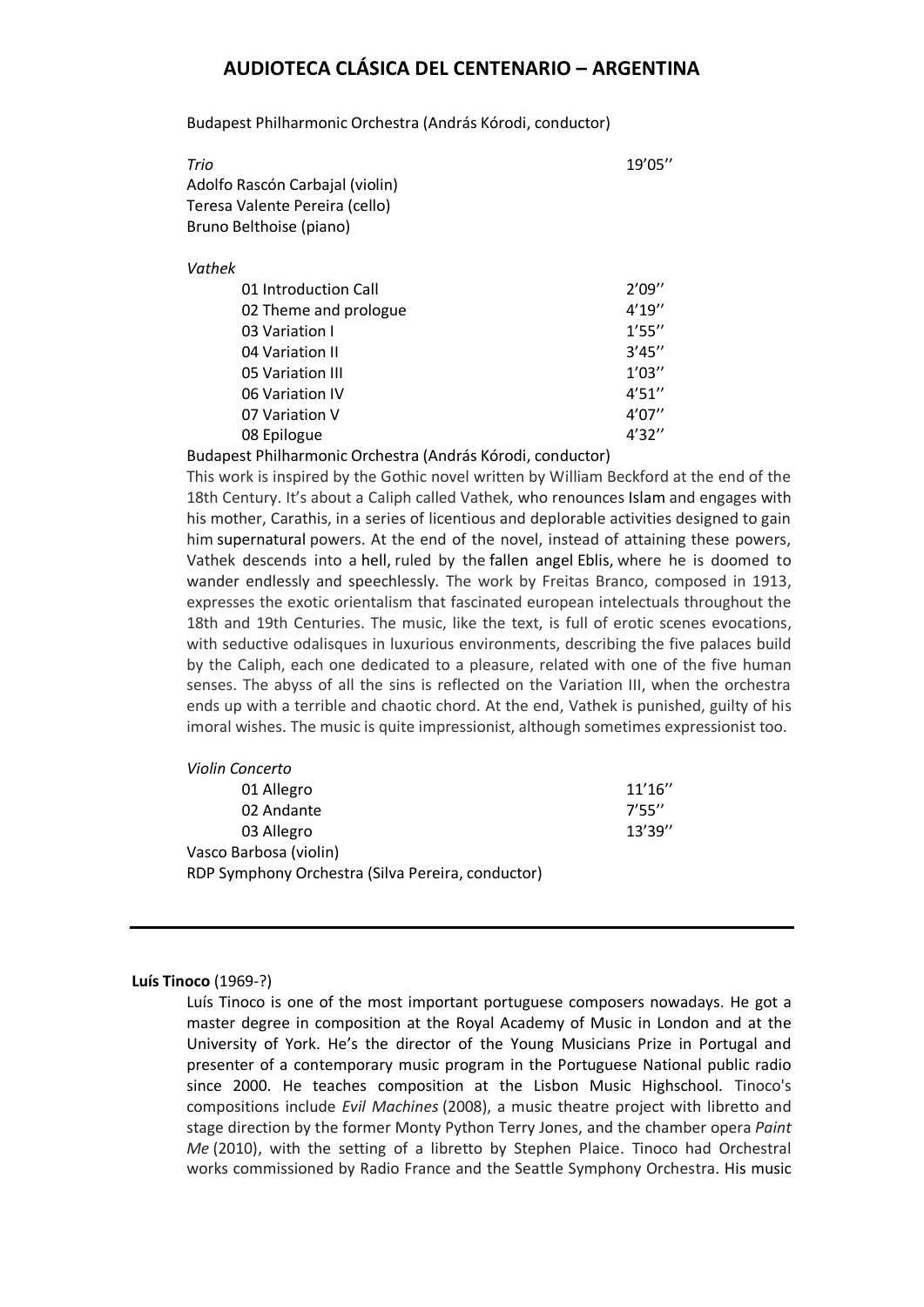Budapest Philharmonic Orchestra (András Kórodi, conductor)

| | |
|---|---|
| *Trio* | 19'05'' |

Adolfo Rascón Carbajal (violin)
Teresa Valente Pereira (cello)
Bruno Belthoise (piano)

*Vathek*

| | |
|---|---|
| 01 Introduction Call | 2'09'' |
| 02 Theme and prologue | 4'19'' |
| 03 Variation I | 1'55'' |
| 04 Variation II | 3'45'' |
| 05 Variation III | 1'03'' |
| 06 Variation IV | 4'51'' |
| 07 Variation V | 4'07'' |
| 08 Epilogue | 4'32'' |

Budapest Philharmonic Orchestra (András Kórodi, conductor)

This work is inspired by the Gothic novel written by William Beckford at the end of the 18th Century. It's about a Caliph called Vathek, who renounces Islam and engages with his mother, Carathis, in a series of licentious and deplorable activities designed to gain him supernatural powers. At the end of the novel, instead of attaining these powers, Vathek descends into a hell, ruled by the fallen angel Eblis, where he is doomed to wander endlessly and speechlessly. The work by Freitas Branco, composed in 1913, expresses the exotic orientalism that fascinated european intelectuals throughout the 18th and 19th Centuries. The music, like the text, is full of erotic scenes evocations, with seductive odalisques in luxurious environments, describing the five palaces build by the Caliph, each one dedicated to a pleasure, related with one of the five human senses. The abyss of all the sins is reflected on the Variation III, when the orchestra ends up with a terrible and chaotic chord. At the end, Vathek is punished, guilty of his imoral wishes. The music is quite impressionist, although sometimes expressionist too.

*Violin Concerto*

| | |
|---|---|
| 01 Allegro | 11'16'' |
| 02 Andante | 7'55'' |
| 03 Allegro | 13'39'' |

Vasco Barbosa (violin)
RDP Symphony Orchestra (Silva Pereira, conductor)

---

**Luís Tinoco** (1969-?)

Luís Tinoco is one of the most important portuguese composers nowadays. He got a master degree in composition at the Royal Academy of Music in London and at the University of York. He's the director of the Young Musicians Prize in Portugal and presenter of a contemporary music program in the Portuguese National public radio since 2000. He teaches composition at the Lisbon Music Highschool. Tinoco's compositions include *Evil Machines* (2008), a music theatre project with libretto and stage direction by the former Monty Python Terry Jones, and the chamber opera *Paint Me* (2010), with the setting of a libretto by Stephen Plaice. Tinoco had Orchestral works commissioned by Radio France and the Seattle Symphony Orchestra. His music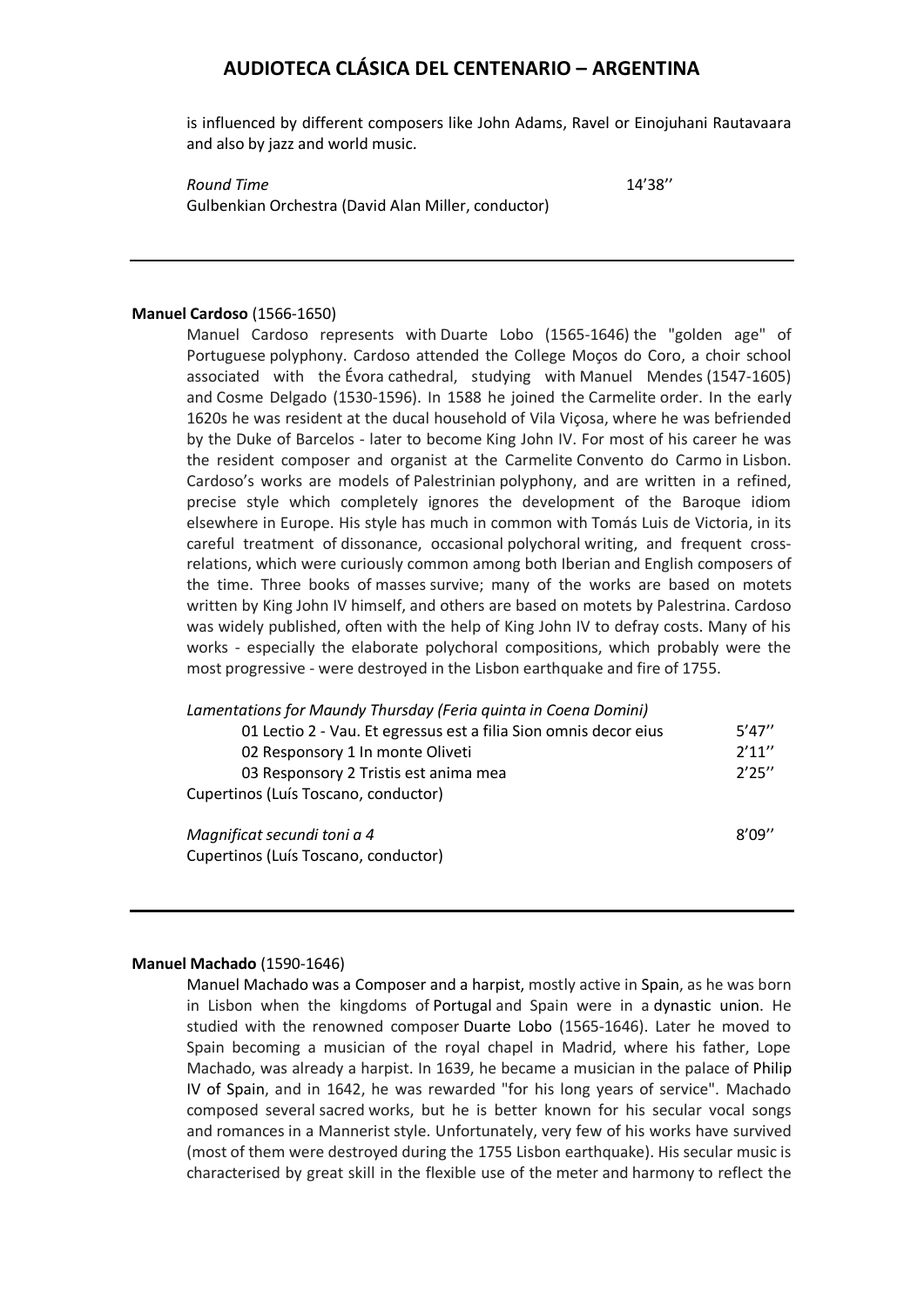is influenced by different composers like John Adams, Ravel or Einojuhani Rautavaara and also by jazz and world music.

*Round Time* 14'38''
Gulbenkian Orchestra (David Alan Miller, conductor)

---

**Manuel Cardoso** (1566-1650)

Manuel Cardoso represents with Duarte Lobo (1565-1646) the "golden age" of Portuguese polyphony. Cardoso attended the College Moços do Coro, a choir school associated with the Évora cathedral, studying with Manuel Mendes (1547-1605) and Cosme Delgado (1530-1596). In 1588 he joined the Carmelite order. In the early 1620s he was resident at the ducal household of Vila Viçosa, where he was befriended by the Duke of Barcelos - later to become King John IV. For most of his career he was the resident composer and organist at the Carmelite Convento do Carmo in Lisbon. Cardoso's works are models of Palestrinian polyphony, and are written in a refined, precise style which completely ignores the development of the Baroque idiom elsewhere in Europe. His style has much in common with Tomás Luis de Victoria, in its careful treatment of dissonance, occasional polychoral writing, and frequent cross-relations, which were curiously common among both Iberian and English composers of the time. Three books of masses survive; many of the works are based on motets written by King John IV himself, and others are based on motets by Palestrina. Cardoso was widely published, often with the help of King John IV to defray costs. Many of his works - especially the elaborate polychoral compositions, which probably were the most progressive - were destroyed in the Lisbon earthquake and fire of 1755.

*Lamentations for Maundy Thursday (Feria quinta in Coena Domini)*

01 Lectio 2 - Vau. Et egressus est a filia Sion omnis decor eius 5'47''
02 Responsory 1 In monte Oliveti 2'11''
03 Responsory 2 Tristis est anima mea 2'25''

Cupertinos (Luís Toscano, conductor)

*Magnificat secundi toni a 4* 8'09''
Cupertinos (Luís Toscano, conductor)

---

**Manuel Machado** (1590-1646)

Manuel Machado was a Composer and a harpist, mostly active in Spain, as he was born in Lisbon when the kingdoms of Portugal and Spain were in a dynastic union. He studied with the renowned composer Duarte Lobo (1565-1646). Later he moved to Spain becoming a musician of the royal chapel in Madrid, where his father, Lope Machado, was already a harpist. In 1639, he became a musician in the palace of Philip IV of Spain, and in 1642, he was rewarded "for his long years of service". Machado composed several sacred works, but he is better known for his secular vocal songs and romances in a Mannerist style. Unfortunately, very few of his works have survived (most of them were destroyed during the 1755 Lisbon earthquake). His secular music is characterised by great skill in the flexible use of the meter and harmony to reflect the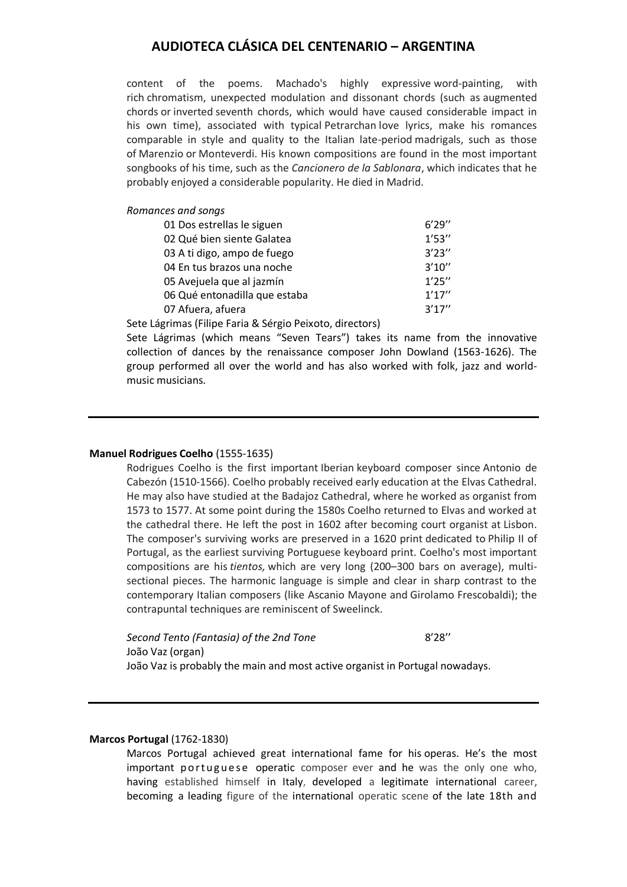content of the poems. Machado's highly expressive word-painting, with rich chromatism, unexpected modulation and dissonant chords (such as augmented chords or inverted seventh chords, which would have caused considerable impact in his own time), associated with typical Petrarchan love lyrics, make his romances comparable in style and quality to the Italian late-period madrigals, such as those of Marenzio or Monteverdi. His known compositions are found in the most important songbooks of his time, such as the *Cancionero de la Sablonara*, which indicates that he probably enjoyed a considerable popularity. He died in Madrid.

*Romances and songs*

| | |
|---|---|
| 01 Dos estrellas le siguen | 6'29'' |
| 02 Qué bien siente Galatea | 1'53'' |
| 03 A ti digo, ampo de fuego | 3'23'' |
| 04 En tus brazos una noche | 3'10'' |
| 05 Avejuela que al jazmín | 1'25'' |
| 06 Qué entonadilla que estaba | 1'17'' |
| 07 Afuera, afuera | 3'17'' |

Sete Lágrimas (Filipe Faria & Sérgio Peixoto, directors)

Sete Lágrimas (which means "Seven Tears") takes its name from the innovative collection of dances by the renaissance composer John Dowland (1563-1626). The group performed all over the world and has also worked with folk, jazz and world-music musicians.

---

**Manuel Rodrigues Coelho** (1555-1635)

Rodrigues Coelho is the first important Iberian keyboard composer since Antonio de Cabezón (1510-1566). Coelho probably received early education at the Elvas Cathedral. He may also have studied at the Badajoz Cathedral, where he worked as organist from 1573 to 1577. At some point during the 1580s Coelho returned to Elvas and worked at the cathedral there. He left the post in 1602 after becoming court organist at Lisbon. The composer's surviving works are preserved in a 1620 print dedicated to Philip II of Portugal, as the earliest surviving Portuguese keyboard print. Coelho's most important compositions are his *tientos,* which are very long (200–300 bars on average), multi-sectional pieces. The harmonic language is simple and clear in sharp contrast to the contemporary Italian composers (like Ascanio Mayone and Girolamo Frescobaldi); the contrapuntal techniques are reminiscent of Sweelinck.

*Second Tento (Fantasia) of the 2nd Tone* 8'28''

João Vaz (organ)

João Vaz is probably the main and most active organist in Portugal nowadays.

---

**Marcos Portugal** (1762-1830)

Marcos Portugal achieved great international fame for his operas. He's the most important portuguese operatic composer ever and he was the only one who, having established himself in Italy, developed a legitimate international career, becoming a leading figure of the international operatic scene of the late 18th and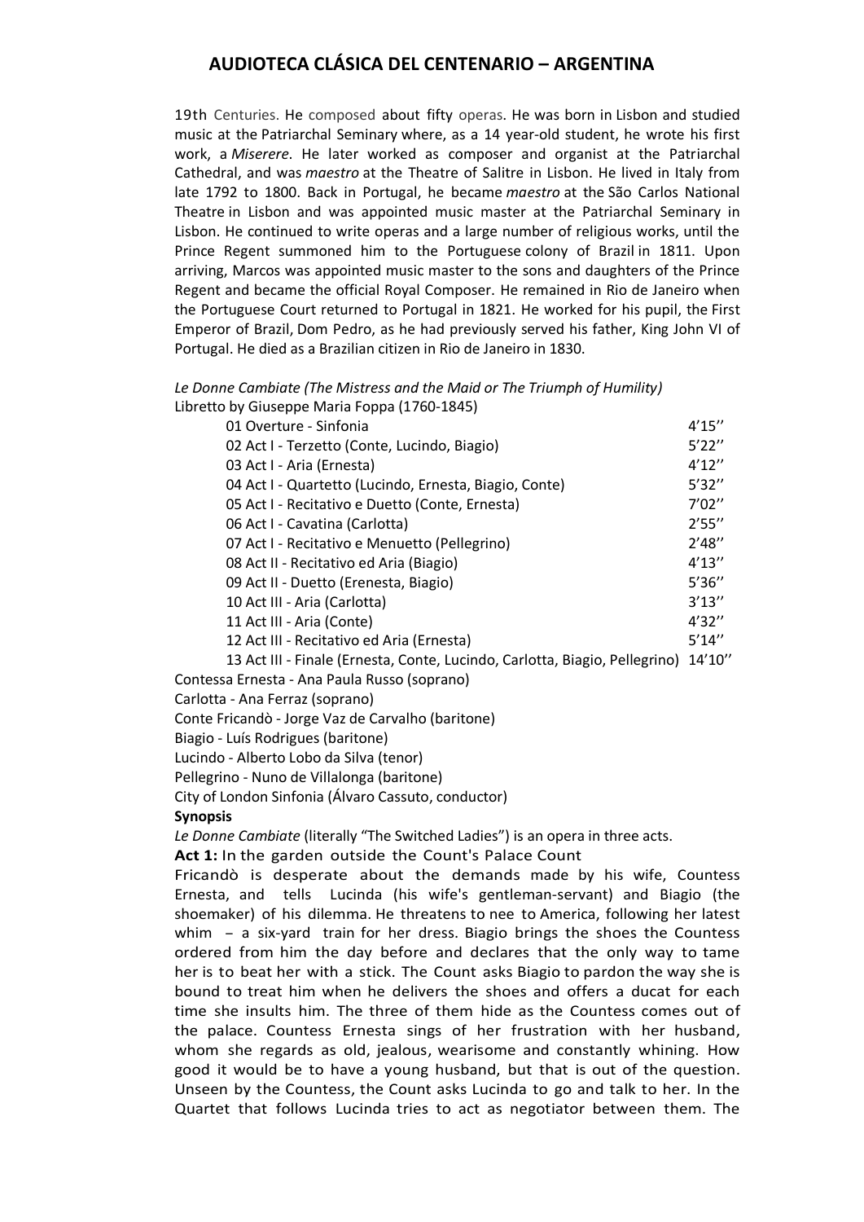19th Centuries. He composed about fifty operas. He was born in Lisbon and studied music at the Patriarchal Seminary where, as a 14 year-old student, he wrote his first work, a *Miserere*. He later worked as composer and organist at the Patriarchal Cathedral, and was *maestro* at the Theatre of Salitre in Lisbon. He lived in Italy from late 1792 to 1800. Back in Portugal, he became *maestro* at the São Carlos National Theatre in Lisbon and was appointed music master at the Patriarchal Seminary in Lisbon. He continued to write operas and a large number of religious works, until the Prince Regent summoned him to the Portuguese colony of Brazil in 1811. Upon arriving, Marcos was appointed music master to the sons and daughters of the Prince Regent and became the official Royal Composer. He remained in Rio de Janeiro when the Portuguese Court returned to Portugal in 1821. He worked for his pupil, the First Emperor of Brazil, Dom Pedro, as he had previously served his father, King John VI of Portugal. He died as a Brazilian citizen in Rio de Janeiro in 1830.

*Le Donne Cambiate (The Mistress and the Maid or The Triumph of Humility)*
Libretto by Giuseppe Maria Foppa (1760-1845)

| | |
|---|---|
| 01 Overture - Sinfonia | 4'15'' |
| 02 Act I - Terzetto (Conte, Lucindo, Biagio) | 5'22'' |
| 03 Act I - Aria (Ernesta) | 4'12'' |
| 04 Act I - Quartetto (Lucindo, Ernesta, Biagio, Conte) | 5'32'' |
| 05 Act I - Recitativo e Duetto (Conte, Ernesta) | 7'02'' |
| 06 Act I - Cavatina (Carlotta) | 2'55'' |
| 07 Act I - Recitativo e Menuetto (Pellegrino) | 2'48'' |
| 08 Act II - Recitativo ed Aria (Biagio) | 4'13'' |
| 09 Act II - Duetto (Erenesta, Biagio) | 5'36'' |
| 10 Act III - Aria (Carlotta) | 3'13'' |
| 11 Act III - Aria (Conte) | 4'32'' |
| 12 Act III - Recitativo ed Aria (Ernesta) | 5'14'' |
| 13 Act III - Finale (Ernesta, Conte, Lucindo, Carlotta, Biagio, Pellegrino) | 14'10'' |

Contessa Ernesta - Ana Paula Russo (soprano)
Carlotta - Ana Ferraz (soprano)
Conte Fricandò - Jorge Vaz de Carvalho (baritone)
Biagio - Luís Rodrigues (baritone)
Lucindo - Alberto Lobo da Silva (tenor)
Pellegrino - Nuno de Villalonga (baritone)
City of London Sinfonia (Álvaro Cassuto, conductor)

**Synopsis**

*Le Donne Cambiate* (literally "The Switched Ladies") is an opera in three acts.

**Act 1:** In the garden outside the Count's Palace Count Fricandò is desperate about the demands made by his wife, Countess Ernesta, and tells Lucinda (his wife's gentleman-servant) and Biagio (the shoemaker) of his dilemma. He threatens to nee to America, following her latest whim – a six-yard train for her dress. Biagio brings the shoes the Countess ordered from him the day before and declares that the only way to tame her is to beat her with a stick. The Count asks Biagio to pardon the way she is bound to treat him when he delivers the shoes and offers a ducat for each time she insults him. The three of them hide as the Countess comes out of the palace. Countess Ernesta sings of her frustration with her husband, whom she regards as old, jealous, wearisome and constantly whining. How good it would be to have a young husband, but that is out of the question. Unseen by the Countess, the Count asks Lucinda to go and talk to her. In the Quartet that follows Lucinda tries to act as negotiator between them. The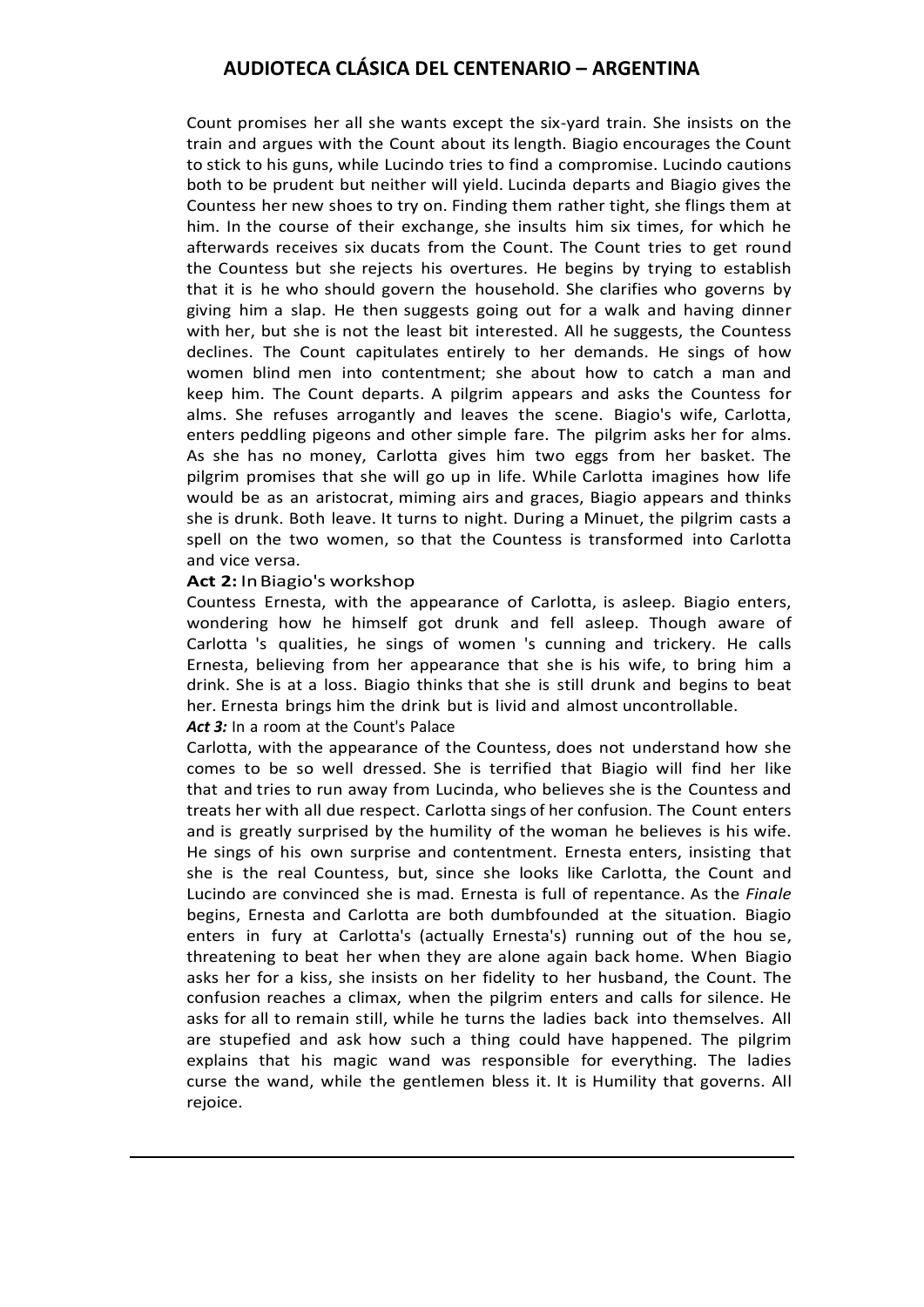Count promises her all she wants except the six-yard train. She insists on the train and argues with the Count about its length. Biagio encourages the Count to stick to his guns, while Lucindo tries to find a compromise. Lucindo cautions both to be prudent but neither will yield. Lucinda departs and Biagio gives the Countess her new shoes to try on. Finding them rather tight, she flings them at him. In the course of their exchange, she insults him six times, for which he afterwards receives six ducats from the Count. The Count tries to get round the Countess but she rejects his overtures. He begins by trying to establish that it is he who should govern the household. She clarifies who governs by giving him a slap. He then suggests going out for a walk and having dinner with her, but she is not the least bit interested. All he suggests, the Countess declines. The Count capitulates entirely to her demands. He sings of how women blind men into contentment; she about how to catch a man and keep him. The Count departs. A pilgrim appears and asks the Countess for alms. She refuses arrogantly and leaves the scene. Biagio's wife, Carlotta, enters peddling pigeons and other simple fare. The pilgrim asks her for alms. As she has no money, Carlotta gives him two eggs from her basket. The pilgrim promises that she will go up in life. While Carlotta imagines how life would be as an aristocrat, miming airs and graces, Biagio appears and thinks she is drunk. Both leave. It turns to night. During a Minuet, the pilgrim casts a spell on the two women, so that the Countess is transformed into Carlotta and vice versa.

**Act 2:** In Biagio's workshop

Countess Ernesta, with the appearance of Carlotta, is asleep. Biagio enters, wondering how he himself got drunk and fell asleep. Though aware of Carlotta 's qualities, he sings of women 's cunning and trickery. He calls Ernesta, believing from her appearance that she is his wife, to bring him a drink. She is at a loss. Biagio thinks that she is still drunk and begins to beat her. Ernesta brings him the drink but is livid and almost uncontrollable.

***Act 3:*** In a room at the Count's Palace

Carlotta, with the appearance of the Countess, does not understand how she comes to be so well dressed. She is terrified that Biagio will find her like that and tries to run away from Lucinda, who believes she is the Countess and treats her with all due respect. Carlotta sings of her confusion. The Count enters and is greatly surprised by the humility of the woman he believes is his wife. He sings of his own surprise and contentment. Ernesta enters, insisting that she is the real Countess, but, since she looks like Carlotta, the Count and Lucindo are convinced she is mad. Ernesta is full of repentance. As the *Finale* begins, Ernesta and Carlotta are both dumbfounded at the situation. Biagio enters in fury at Carlotta's (actually Ernesta's) running out of the hou se, threatening to beat her when they are alone again back home. When Biagio asks her for a kiss, she insists on her fidelity to her husband, the Count. The confusion reaches a climax, when the pilgrim enters and calls for silence. He asks for all to remain still, while he turns the ladies back into themselves. All are stupefied and ask how such a thing could have happened. The pilgrim explains that his magic wand was responsible for everything. The ladies curse the wand, while the gentlemen bless it. It is Humility that governs. All rejoice.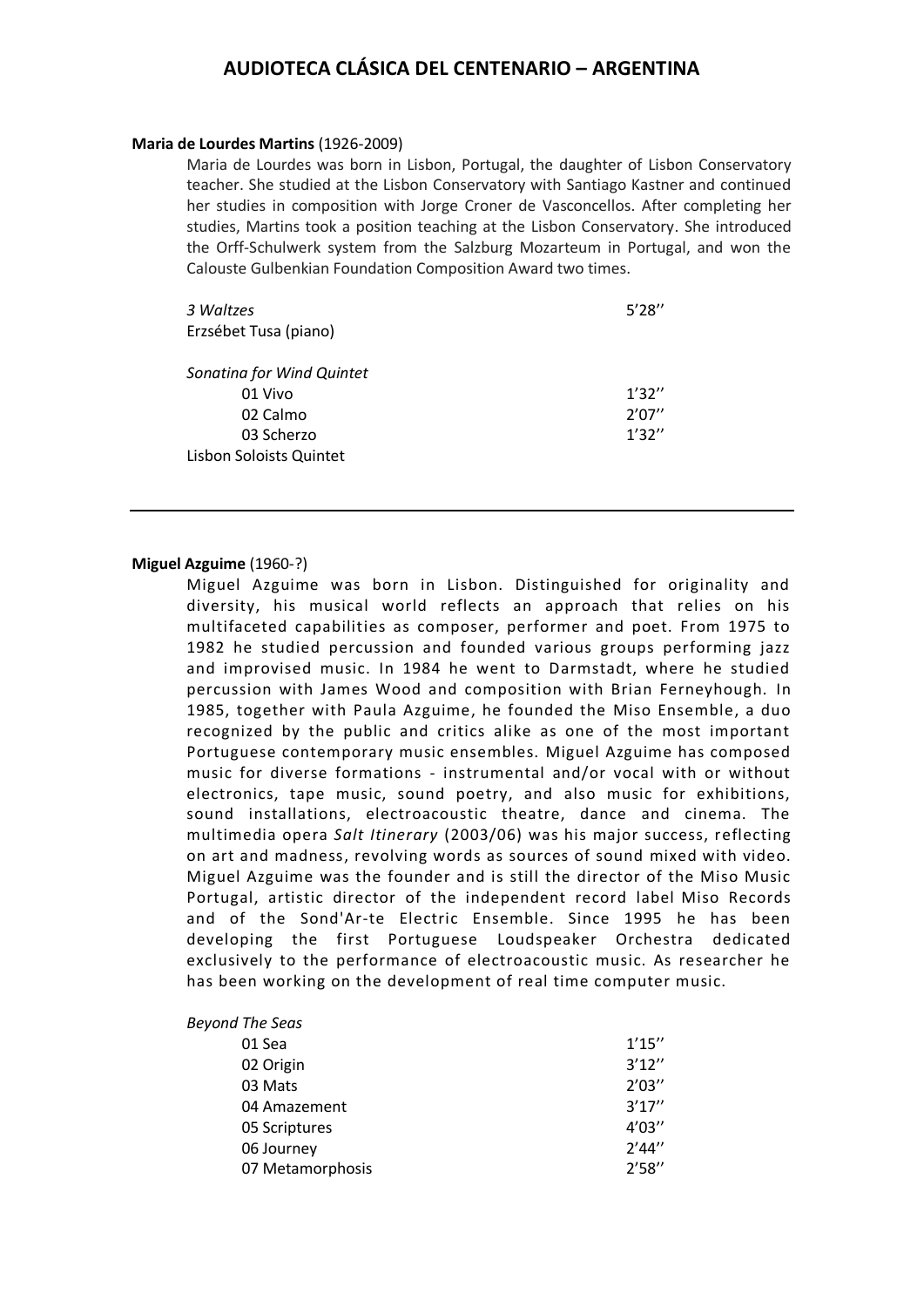**Maria de Lourdes Martins** (1926-2009)

Maria de Lourdes was born in Lisbon, Portugal, the daughter of Lisbon Conservatory teacher. She studied at the Lisbon Conservatory with Santiago Kastner and continued her studies in composition with Jorge Croner de Vasconcellos. After completing her studies, Martins took a position teaching at the Lisbon Conservatory. She introduced the Orff-Schulwerk system from the Salzburg Mozarteum in Portugal, and won the Calouste Gulbenkian Foundation Composition Award two times.

*3 Waltzes* 5'28''
Erzsébet Tusa (piano)

*Sonatina for Wind Quintet*
- 01 Vivo 1'32''
- 02 Calmo 2'07''
- 03 Scherzo 1'32''

Lisbon Soloists Quintet

---

**Miguel Azguime** (1960-?)

Miguel Azguime was born in Lisbon. Distinguished for originality and diversity, his musical world reflects an approach that relies on his multifaceted capabilities as composer, performer and poet. From 1975 to 1982 he studied percussion and founded various groups performing jazz and improvised music. In 1984 he went to Darmstadt, where he studied percussion with James Wood and composition with Brian Ferneyhough. In 1985, together with Paula Azguime, he founded the Miso Ensemble, a duo recognized by the public and critics alike as one of the most important Portuguese contemporary music ensembles. Miguel Azguime has composed music for diverse formations - instrumental and/or vocal with or without electronics, tape music, sound poetry, and also music for exhibitions, sound installations, electroacoustic theatre, dance and cinema. The multimedia opera *Salt Itinerary* (2003/06) was his major success, reflecting on art and madness, revolving words as sources of sound mixed with video. Miguel Azguime was the founder and is still the director of the Miso Music Portugal, artistic director of the independent record label Miso Records and of the Sond'Ar-te Electric Ensemble. Since 1995 he has been developing the first Portuguese Loudspeaker Orchestra dedicated exclusively to the performance of electroacoustic music. As researcher he has been working on the development of real time computer music.

*Beyond The Seas*
- 01 Sea 1'15''
- 02 Origin 3'12''
- 03 Mats 2'03''
- 04 Amazement 3'17''
- 05 Scriptures 4'03''
- 06 Journey 2'44''
- 07 Metamorphosis 2'58''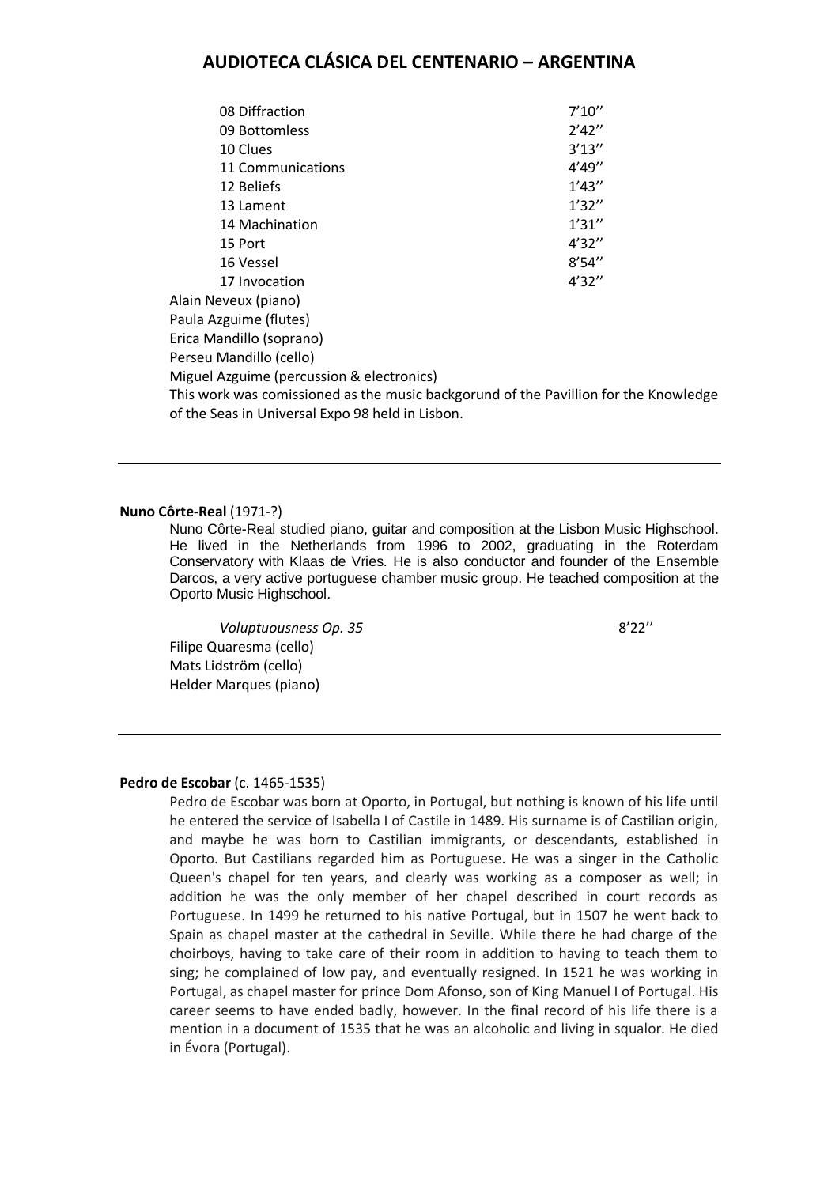| | |
|---|---|
| 08 Diffraction | 7'10'' |
| 09 Bottomless | 2'42'' |
| 10 Clues | 3'13'' |
| 11 Communications | 4'49'' |
| 12 Beliefs | 1'43'' |
| 13 Lament | 1'32'' |
| 14 Machination | 1'31'' |
| 15 Port | 4'32'' |
| 16 Vessel | 8'54'' |
| 17 Invocation | 4'32'' |

Alain Neveux (piano)
Paula Azguime (flutes)
Erica Mandillo (soprano)
Perseu Mandillo (cello)
Miguel Azguime (percussion & electronics)
This work was comissioned as the music backgorund of the Pavillion for the Knowledge of the Seas in Universal Expo 98 held in Lisbon.

---

**Nuno Côrte-Real** (1971-?)

Nuno Côrte-Real studied piano, guitar and composition at the Lisbon Music Highschool. He lived in the Netherlands from 1996 to 2002, graduating in the Roterdam Conservatory with Klaas de Vries. He is also conductor and founder of the Ensemble Darcos, a very active portuguese chamber music group. He teached composition at the Oporto Music Highschool.

*Voluptuousness Op. 35* 8'22''

Filipe Quaresma (cello)
Mats Lidström (cello)
Helder Marques (piano)

---

**Pedro de Escobar** (c. 1465-1535)

Pedro de Escobar was born at Oporto, in Portugal, but nothing is known of his life until he entered the service of Isabella I of Castile in 1489. His surname is of Castilian origin, and maybe he was born to Castilian immigrants, or descendants, established in Oporto. But Castilians regarded him as Portuguese. He was a singer in the Catholic Queen's chapel for ten years, and clearly was working as a composer as well; in addition he was the only member of her chapel described in court records as Portuguese. In 1499 he returned to his native Portugal, but in 1507 he went back to Spain as chapel master at the cathedral in Seville. While there he had charge of the choirboys, having to take care of their room in addition to having to teach them to sing; he complained of low pay, and eventually resigned. In 1521 he was working in Portugal, as chapel master for prince Dom Afonso, son of King Manuel I of Portugal. His career seems to have ended badly, however. In the final record of his life there is a mention in a document of 1535 that he was an alcoholic and living in squalor. He died in Évora (Portugal).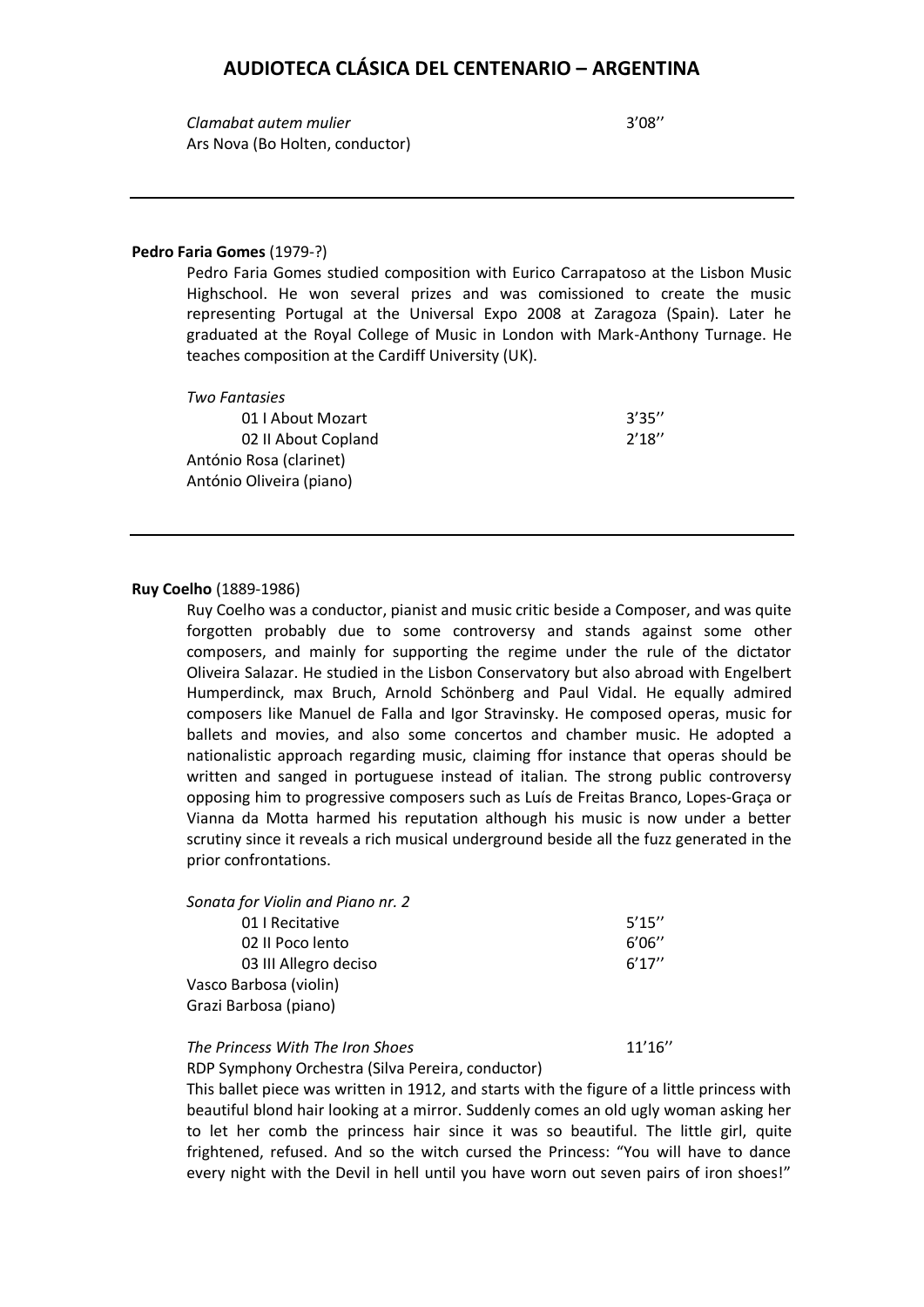*Clamabat autem mulier* 3'08''
Ars Nova (Bo Holten, conductor)

---

**Pedro Faria Gomes** (1979-?)

Pedro Faria Gomes studied composition with Eurico Carrapatoso at the Lisbon Music Highschool. He won several prizes and was comissioned to create the music representing Portugal at the Universal Expo 2008 at Zaragoza (Spain). Later he graduated at the Royal College of Music in London with Mark-Anthony Turnage. He teaches composition at the Cardiff University (UK).

*Two Fantasies*

| | |
|---|---|
| 01 I About Mozart | 3'35'' |
| 02 II About Copland | 2'18'' |

António Rosa (clarinet)
António Oliveira (piano)

---

**Ruy Coelho** (1889-1986)

Ruy Coelho was a conductor, pianist and music critic beside a Composer, and was quite forgotten probably due to some controversy and stands against some other composers, and mainly for supporting the regime under the rule of the dictator Oliveira Salazar. He studied in the Lisbon Conservatory but also abroad with Engelbert Humperdinck, max Bruch, Arnold Schönberg and Paul Vidal. He equally admired composers like Manuel de Falla and Igor Stravinsky. He composed operas, music for ballets and movies, and also some concertos and chamber music. He adopted a nationalistic approach regarding music, claiming ffor instance that operas should be written and sanged in portuguese instead of italian. The strong public controversy opposing him to progressive composers such as Luís de Freitas Branco, Lopes-Graça or Vianna da Motta harmed his reputation although his music is now under a better scrutiny since it reveals a rich musical underground beside all the fuzz generated in the prior confrontations.

*Sonata for Violin and Piano nr. 2*

| | |
|---|---|
| 01 I Recitative | 5'15'' |
| 02 II Poco lento | 6'06'' |
| 03 III Allegro deciso | 6'17'' |

Vasco Barbosa (violin)
Grazi Barbosa (piano)

*The Princess With The Iron Shoes* 11'16''
RDP Symphony Orchestra (Silva Pereira, conductor)

This ballet piece was written in 1912, and starts with the figure of a little princess with beautiful blond hair looking at a mirror. Suddenly comes an old ugly woman asking her to let her comb the princess hair since it was so beautiful. The little girl, quite frightened, refused. And so the witch cursed the Princess: "You will have to dance every night with the Devil in hell until you have worn out seven pairs of iron shoes!"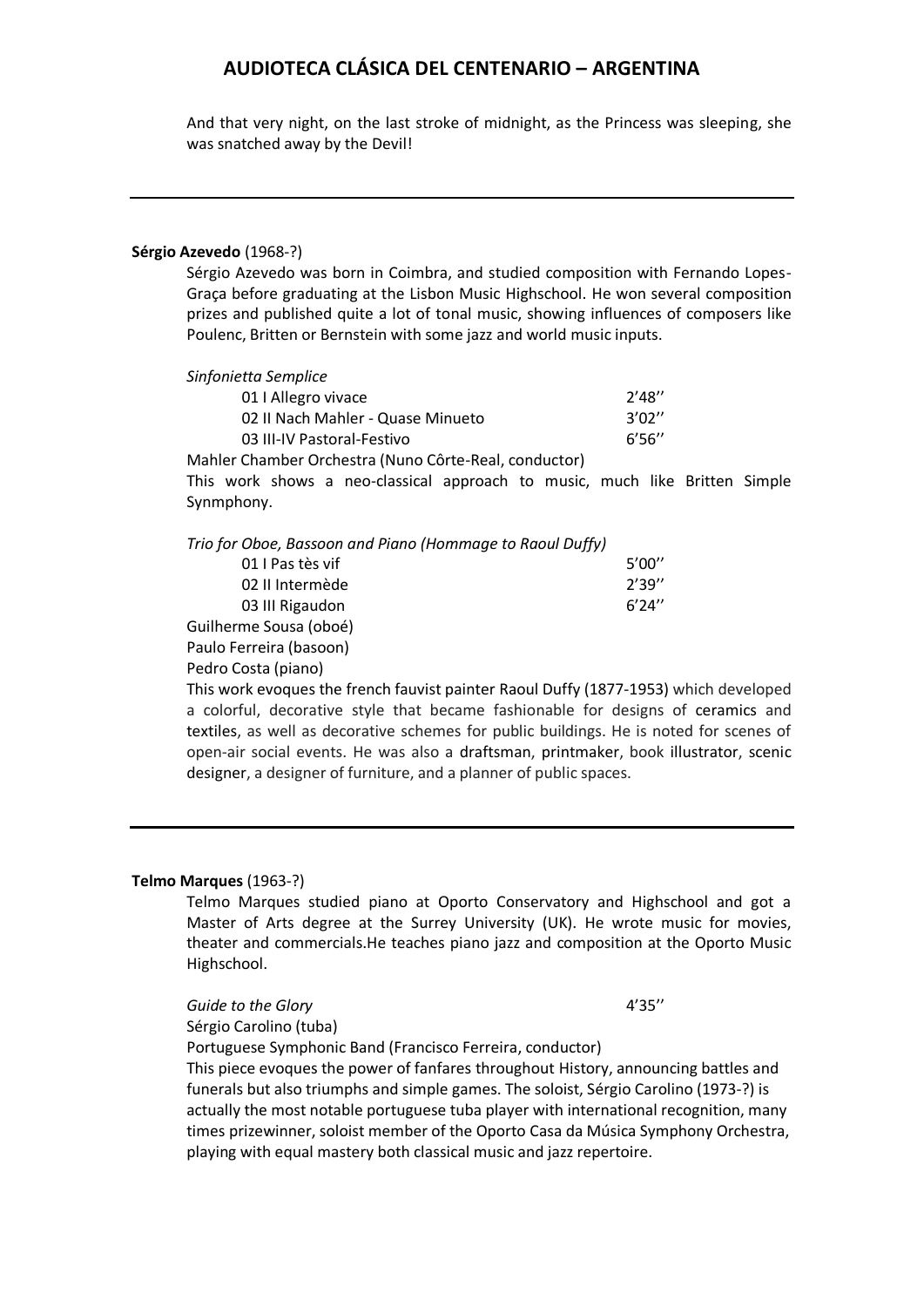And that very night, on the last stroke of midnight, as the Princess was sleeping, she was snatched away by the Devil!

---

**Sérgio Azevedo** (1968-?)

Sérgio Azevedo was born in Coimbra, and studied composition with Fernando Lopes-Graça before graduating at the Lisbon Music Highschool. He won several composition prizes and published quite a lot of tonal music, showing influences of composers like Poulenc, Britten or Bernstein with some jazz and world music inputs.

*Sinfonietta Semplice*

| | |
|---|---|
| 01 I Allegro vivace | 2'48'' |
| 02 II Nach Mahler - Quase Minueto | 3'02'' |
| 03 III-IV Pastoral-Festivo | 6'56'' |

Mahler Chamber Orchestra (Nuno Côrte-Real, conductor)

This work shows a neo-classical approach to music, much like Britten Simple Synmphony.

*Trio for Oboe, Bassoon and Piano (Hommage to Raoul Duffy)*

| | |
|---|---|
| 01 I Pas tès vif | 5'00'' |
| 02 II Intermède | 2'39'' |
| 03 III Rigaudon | 6'24'' |

Guilherme Sousa (oboé)
Paulo Ferreira (basoon)
Pedro Costa (piano)

This work evoques the french fauvist painter Raoul Duffy (1877-1953) which developed a colorful, decorative style that became fashionable for designs of ceramics and textiles, as well as decorative schemes for public buildings. He is noted for scenes of open-air social events. He was also a draftsman, printmaker, book illustrator, scenic designer, a designer of furniture, and a planner of public spaces.

---

**Telmo Marques** (1963-?)

Telmo Marques studied piano at Oporto Conservatory and Highschool and got a Master of Arts degree at the Surrey University (UK). He wrote music for movies, theater and commercials.He teaches piano jazz and composition at the Oporto Music Highschool.

*Guide to the Glory* 4'35''

Sérgio Carolino (tuba)
Portuguese Symphonic Band (Francisco Ferreira, conductor)

This piece evoques the power of fanfares throughout History, announcing battles and funerals but also triumphs and simple games. The soloist, Sérgio Carolino (1973-?) is actually the most notable portuguese tuba player with international recognition, many times prizewinner, soloist member of the Oporto Casa da Música Symphony Orchestra, playing with equal mastery both classical music and jazz repertoire.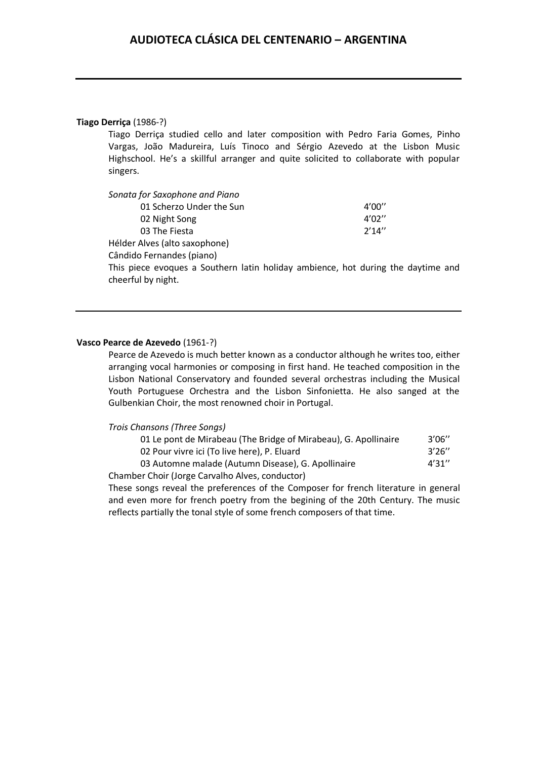**Tiago Derriça** (1986-?)

Tiago Derriça studied cello and later composition with Pedro Faria Gomes, Pinho Vargas, João Madureira, Luís Tinoco and Sérgio Azevedo at the Lisbon Music Highschool. He's a skillful arranger and quite solicited to collaborate with popular singers.

*Sonata for Saxophone and Piano*

| | |
|---|---|
| 01 Scherzo Under the Sun | 4'00'' |
| 02 Night Song | 4'02'' |
| 03 The Fiesta | 2'14'' |

Hélder Alves (alto saxophone)
Cândido Fernandes (piano)

This piece evoques a Southern latin holiday ambience, hot during the daytime and cheerful by night.

---

**Vasco Pearce de Azevedo** (1961-?)

Pearce de Azevedo is much better known as a conductor although he writes too, either arranging vocal harmonies or composing in first hand. He teached composition in the Lisbon National Conservatory and founded several orchestras including the Musical Youth Portuguese Orchestra and the Lisbon Sinfonietta. He also sanged at the Gulbenkian Choir, the most renowned choir in Portugal.

*Trois Chansons (Three Songs)*

| | |
|---|---|
| 01 Le pont de Mirabeau (The Bridge of Mirabeau), G. Apollinaire | 3'06'' |
| 02 Pour vivre ici (To live here), P. Eluard | 3'26'' |
| 03 Automne malade (Autumn Disease), G. Apollinaire | 4'31'' |

Chamber Choir (Jorge Carvalho Alves, conductor)

These songs reveal the preferences of the Composer for french literature in general and even more for french poetry from the begining of the 20th Century. The music reflects partially the tonal style of some french composers of that time.